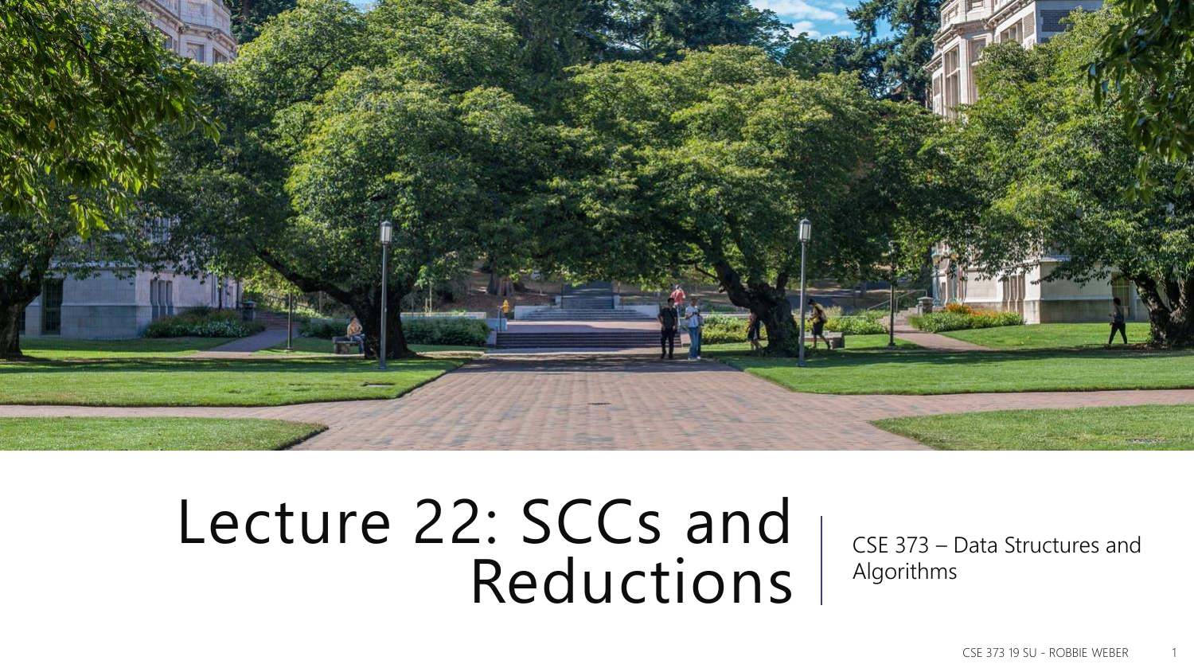# Lecture 22: SCCs and Reductions

CSE 373 – Data Structures and Algorithms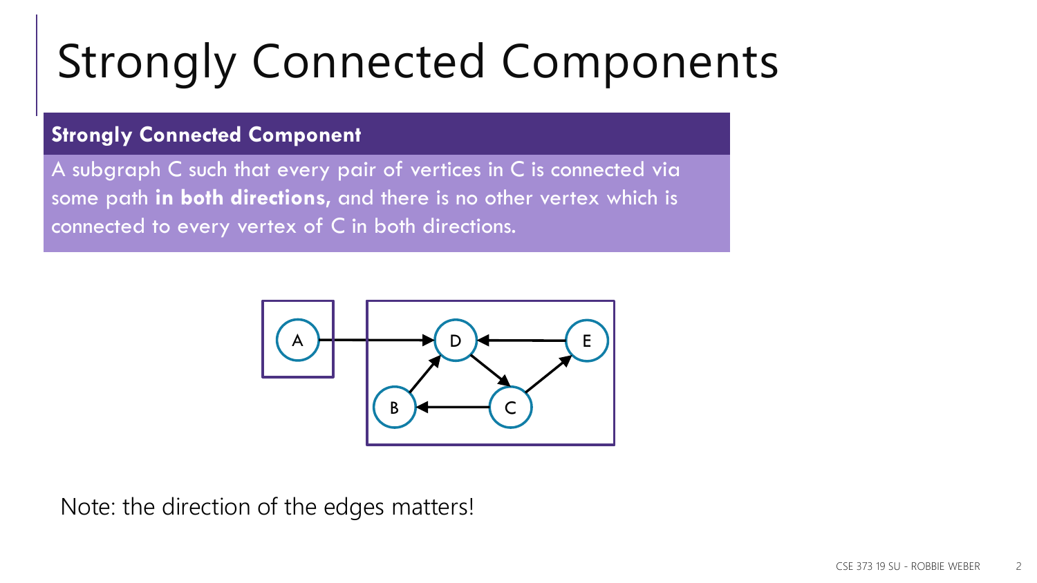# Strongly Connected Components

**Strongly Connected Component**

A subgraph C such that every pair of vertices in C is connected via some path **in both directions,** and there is no other vertex which is connected to every vertex of C in both directions.

Note: the direction of the edges matters!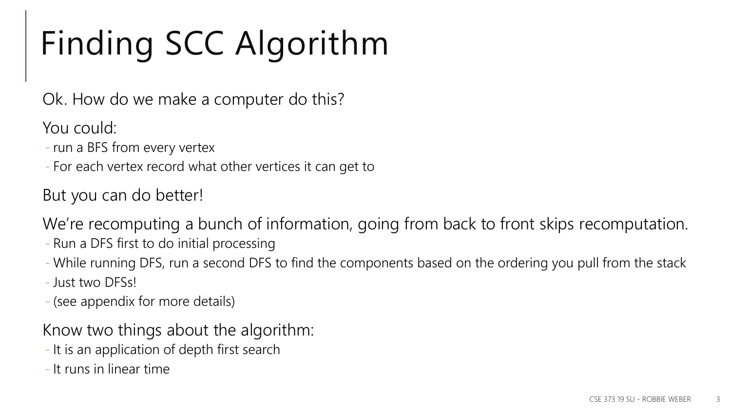# Finding SCC Algorithm

Ok. How do we make a computer do this?

You could:

- run a BFS from every vertex
- For each vertex record what other vertices it can get to

But you can do better!

We're recomputing a bunch of information, going from back to front skips recomputation.

- Run a DFS first to do initial processing
- While running DFS, run a second DFS to find the components based on the ordering you pull from the stack
- Just two DFSs!
- (see appendix for more details)

Know two things about the algorithm:

- It is an application of depth first search
- It runs in linear time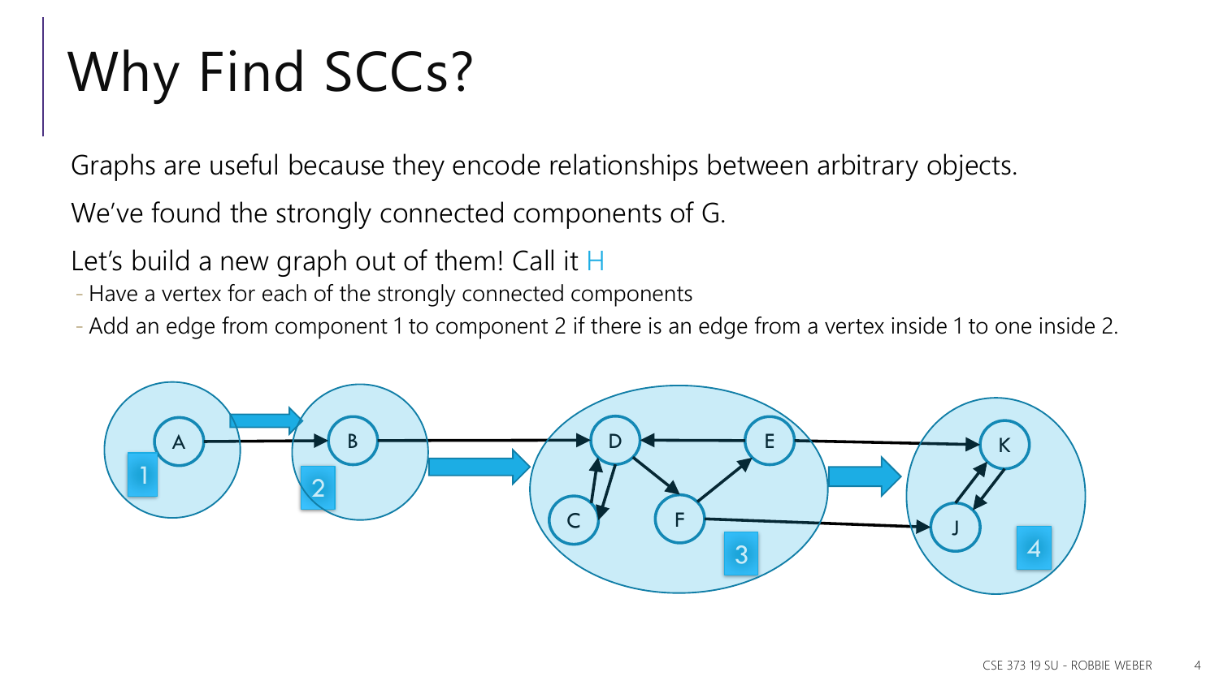# Why Find SCCs?

Graphs are useful because they encode relationships between arbitrary objects.

We've found the strongly connected components of G.

Let's build a new graph out of them! Call it H

- Have a vertex for each of the strongly connected components
- Add an edge from component 1 to component 2 if there is an edge from a vertex inside 1 to one inside 2.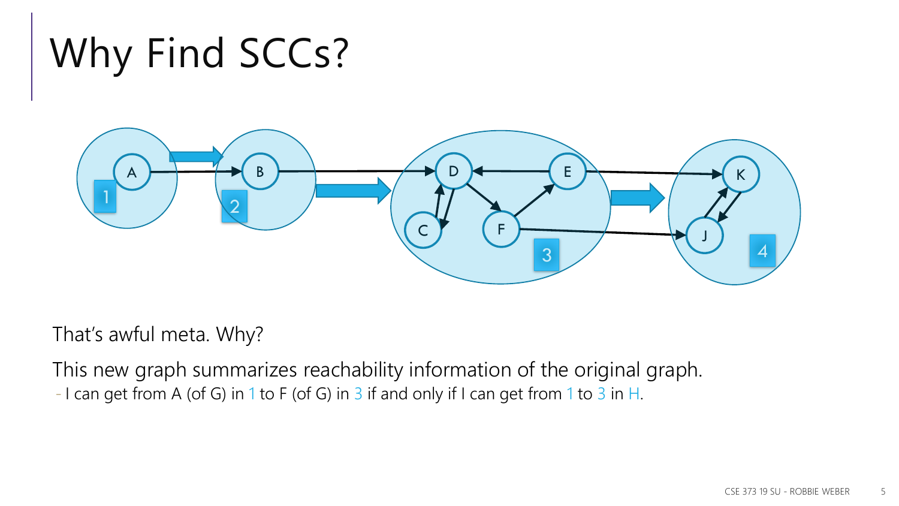# Why Find SCCs?

That's awful meta. Why?

This new graph summarizes reachability information of the original graph.

- I can get from A (of G) in 1 to F (of G) in 3 if and only if I can get from 1 to 3 in H.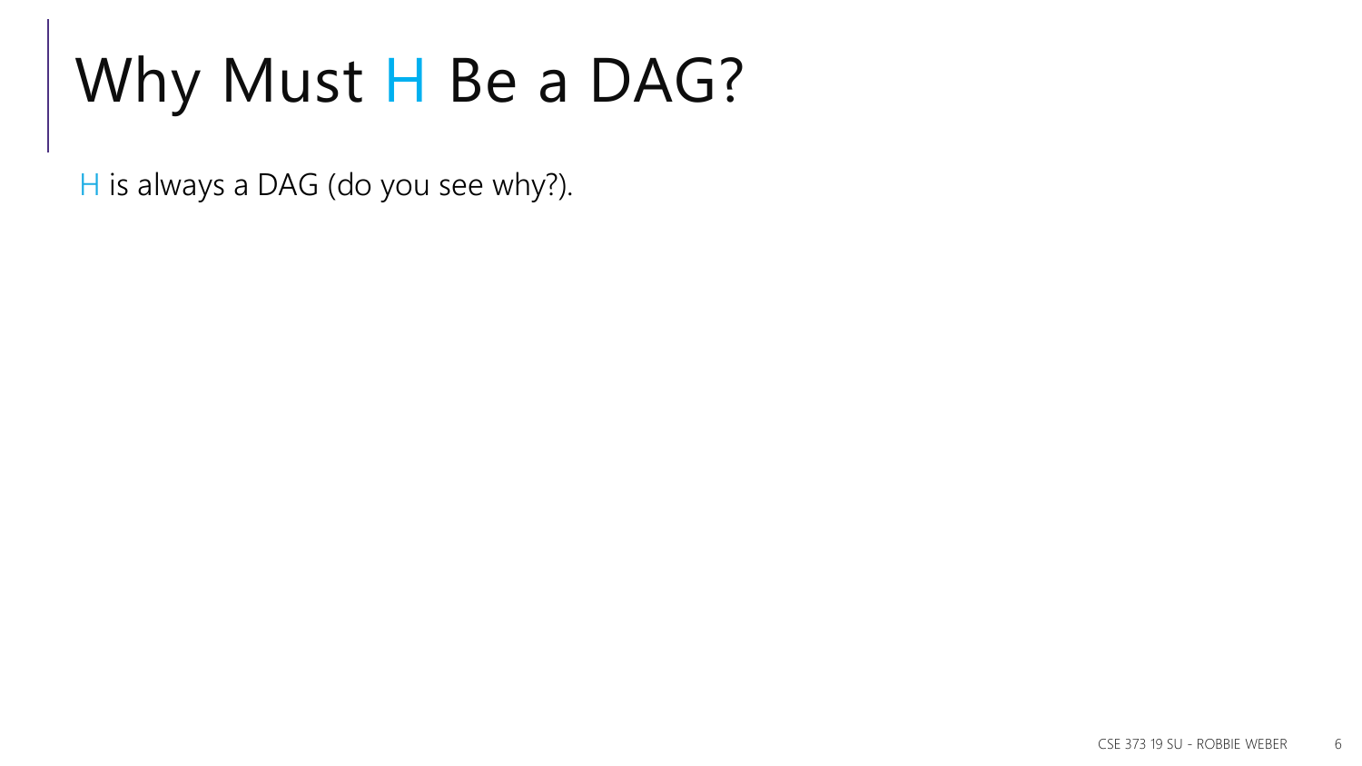# Why Must H Be a DAG?

H is always a DAG (do you see why?).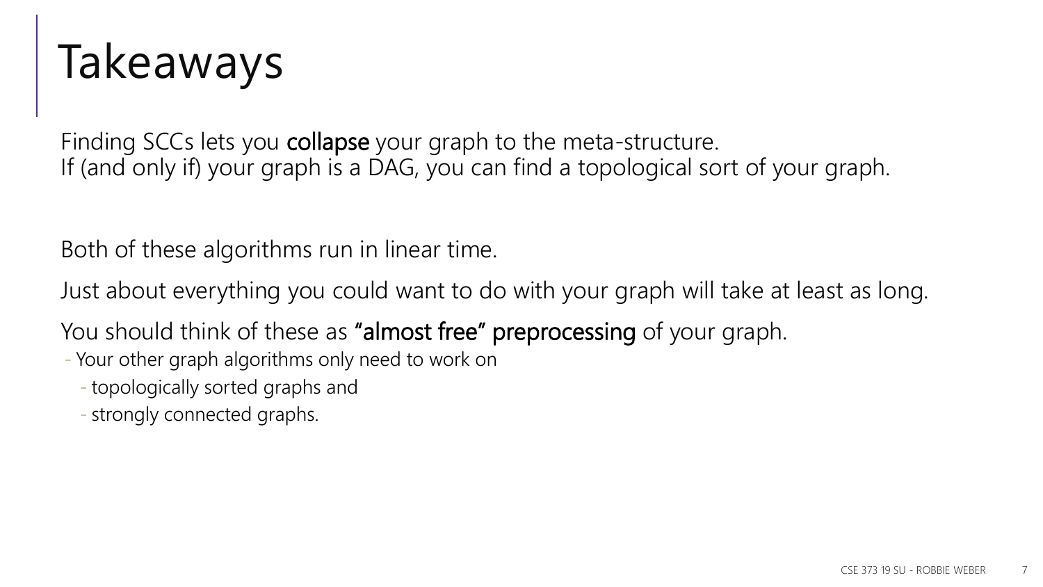# Takeaways

Finding SCCs lets you **collapse** your graph to the meta-structure.
If (and only if) your graph is a DAG, you can find a topological sort of your graph.

Both of these algorithms run in linear time.

Just about everything you could want to do with your graph will take at least as long.

You should think of these as **"almost free" preprocessing** of your graph.

- Your other graph algorithms only need to work on
  - topologically sorted graphs and
  - strongly connected graphs.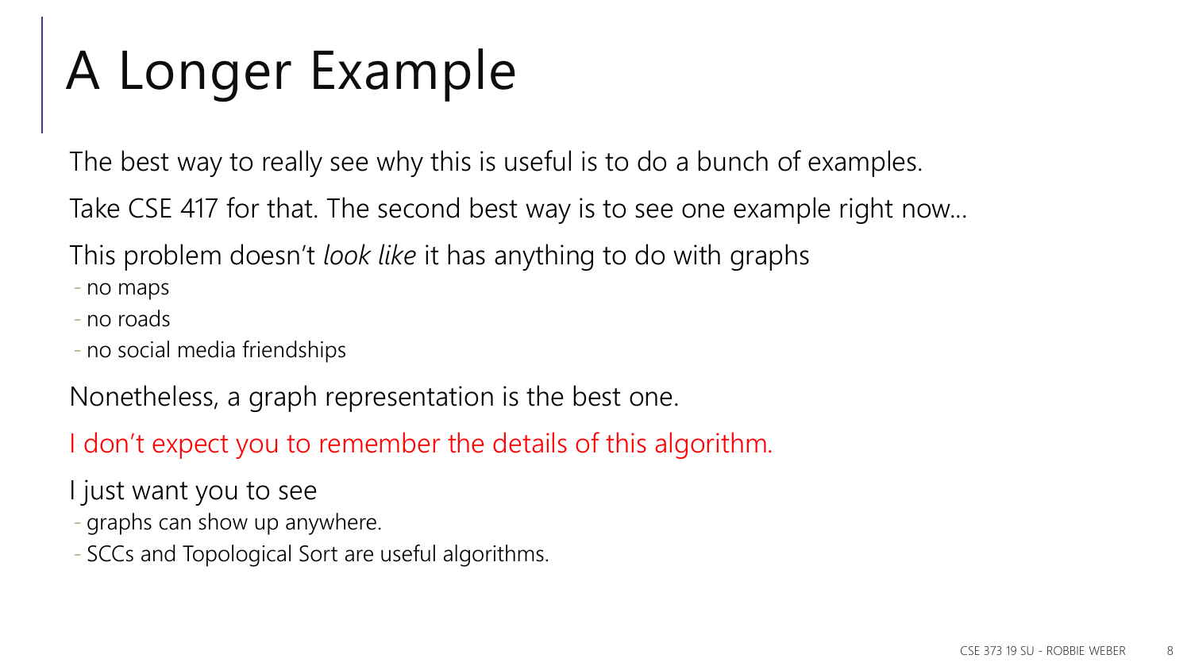# A Longer Example

The best way to really see why this is useful is to do a bunch of examples.

Take CSE 417 for that. The second best way is to see one example right now...

This problem doesn't *look like* it has anything to do with graphs

- no maps
- no roads
- no social media friendships

Nonetheless, a graph representation is the best one.

I don't expect you to remember the details of this algorithm.

I just want you to see

- graphs can show up anywhere.
- SCCs and Topological Sort are useful algorithms.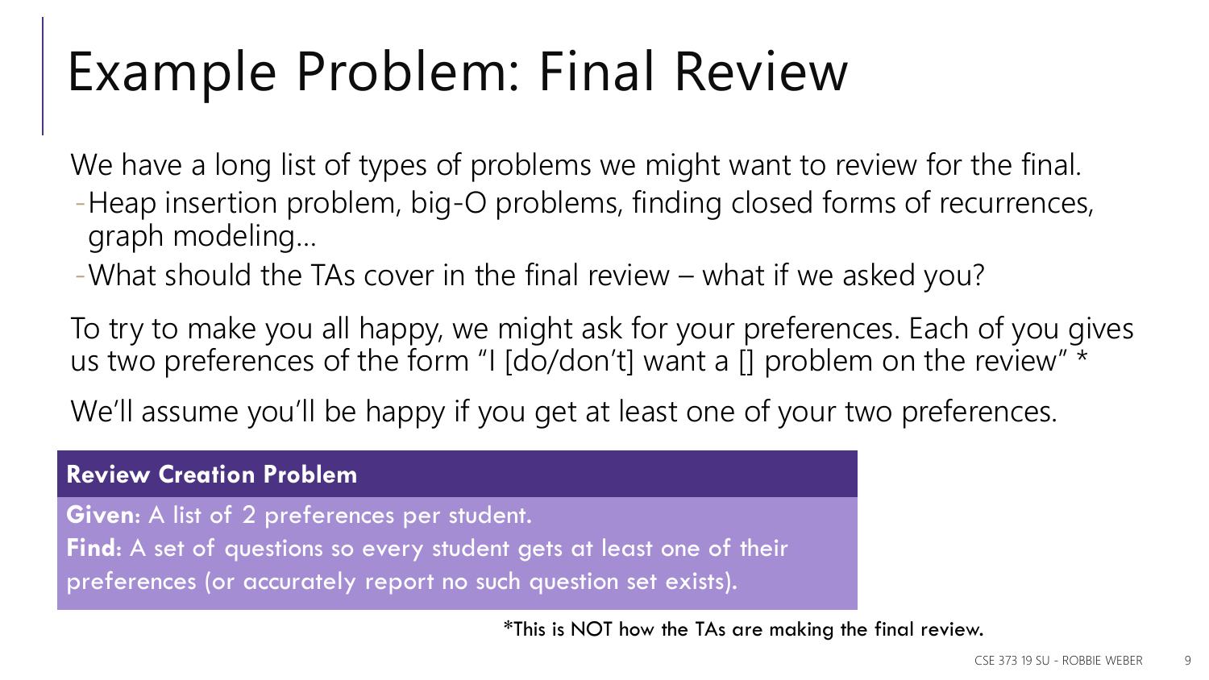# Example Problem: Final Review

We have a long list of types of problems we might want to review for the final.

- Heap insertion problem, big-O problems, finding closed forms of recurrences, graph modeling…
- What should the TAs cover in the final review – what if we asked you?

To try to make you all happy, we might ask for your preferences. Each of you gives us two preferences of the form "I [do/don't] want a [] problem on the review" *

We'll assume you'll be happy if you get at least one of your two preferences.

**Review Creation Problem**

**Given**: A list of 2 preferences per student.

**Find**: A set of questions so every student gets at least one of their preferences (or accurately report no such question set exists).

*This is NOT how the TAs are making the final review.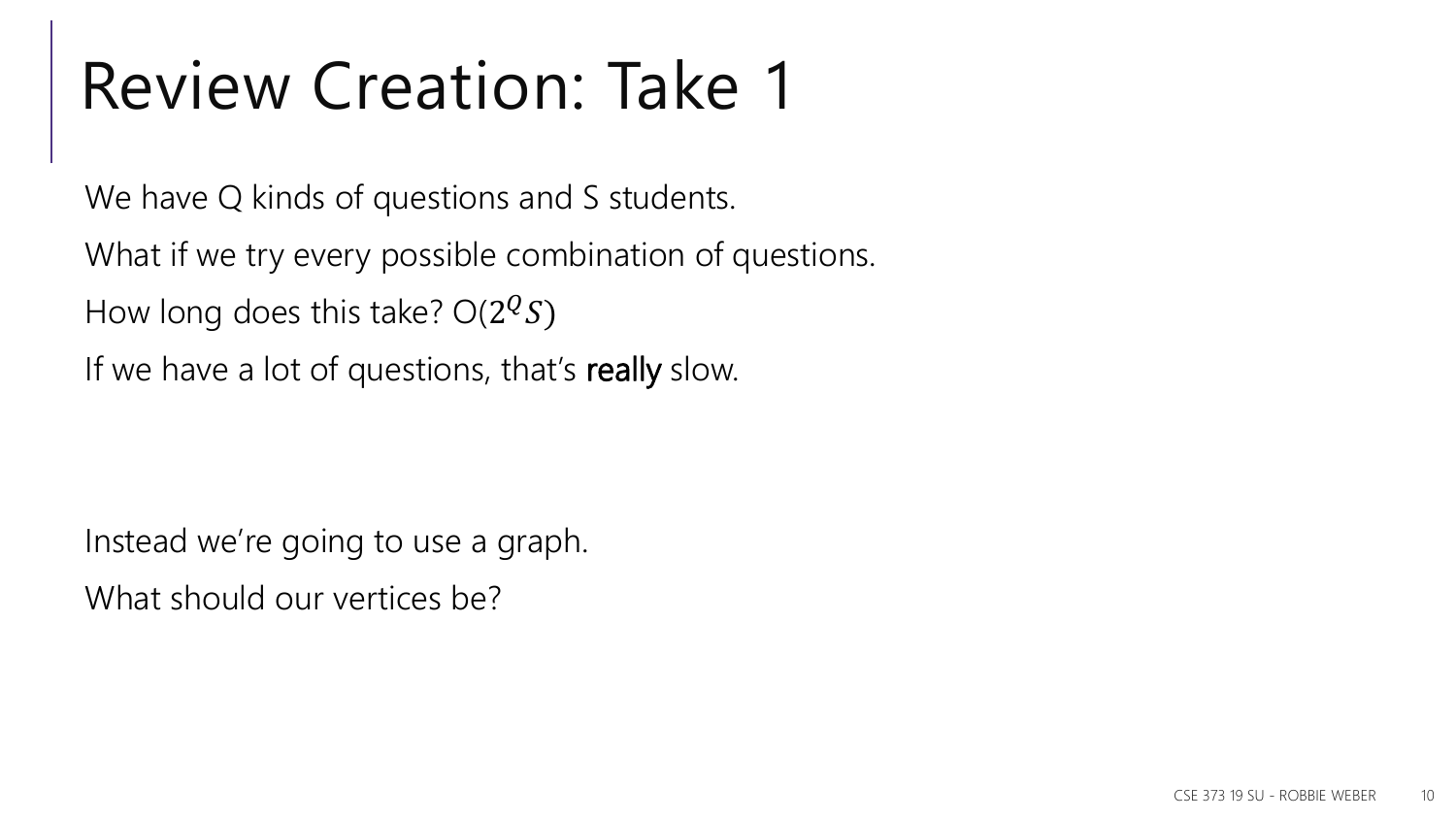# Review Creation: Take 1

We have Q kinds of questions and S students.

What if we try every possible combination of questions.

How long does this take? O($2^Q S$)

If we have a lot of questions, that's **really** slow.

Instead we're going to use a graph.

What should our vertices be?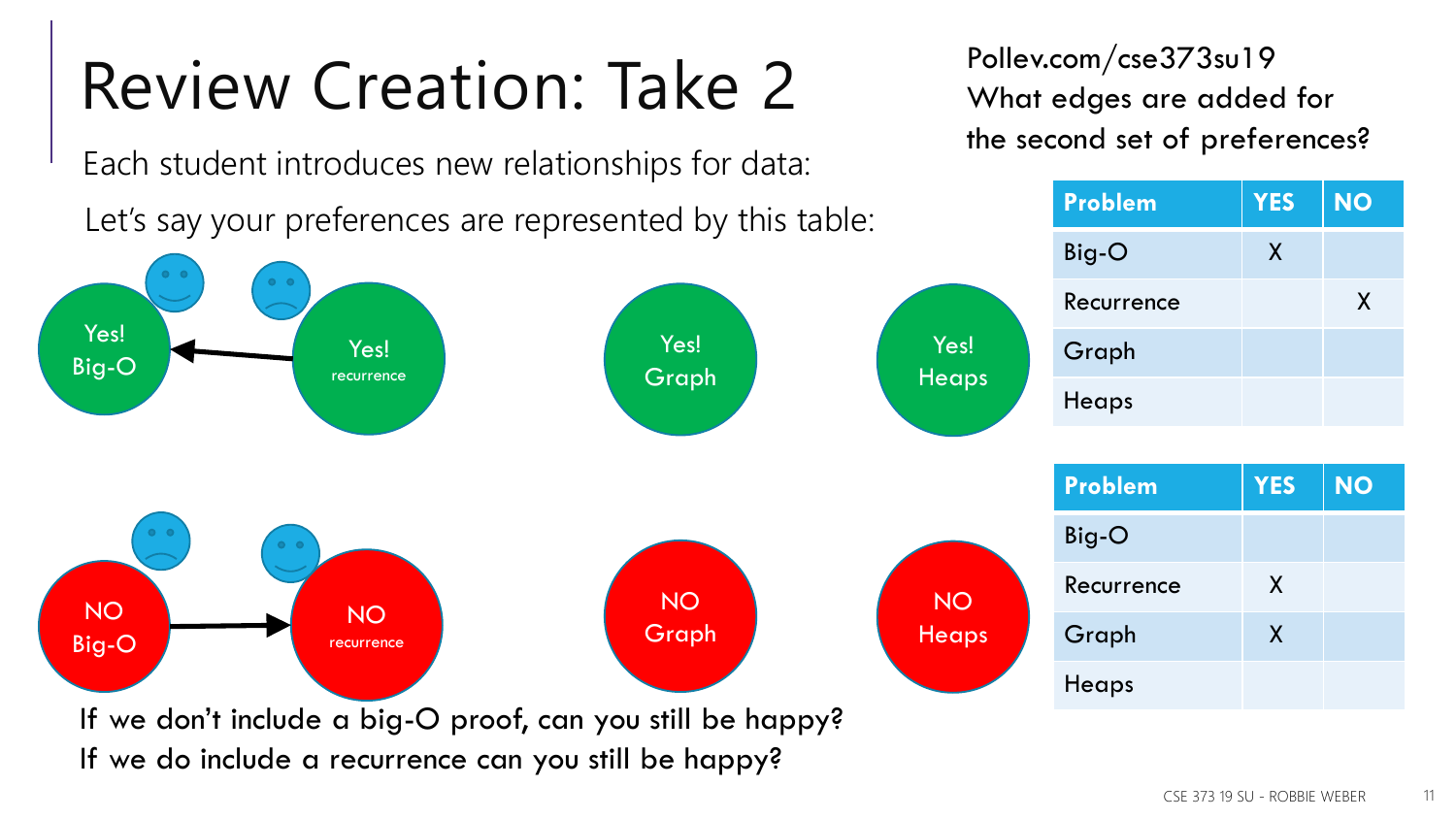# Review Creation: Take 2

Each student introduces new relationships for data:

Let's say your preferences are represented by this table:

Yes! Big-O

Yes! recurrence

Yes! Graph

Yes! Heaps

NO Big-O

NO recurrence

NO Graph

NO Heaps

If we don't include a big-O proof, can you still be happy?

If we do include a recurrence can you still be happy?

Pollev.com/cse373su19

What edges are added for the second set of preferences?

| Problem | YES | NO |
| --- | --- | --- |
| Big-O | X | |
| Recurrence | | X |
| Graph | | |
| Heaps | | |

| Problem | YES | NO |
| --- | --- | --- |
| Big-O | | |
| Recurrence | X | |
| Graph | X | |
| Heaps | | |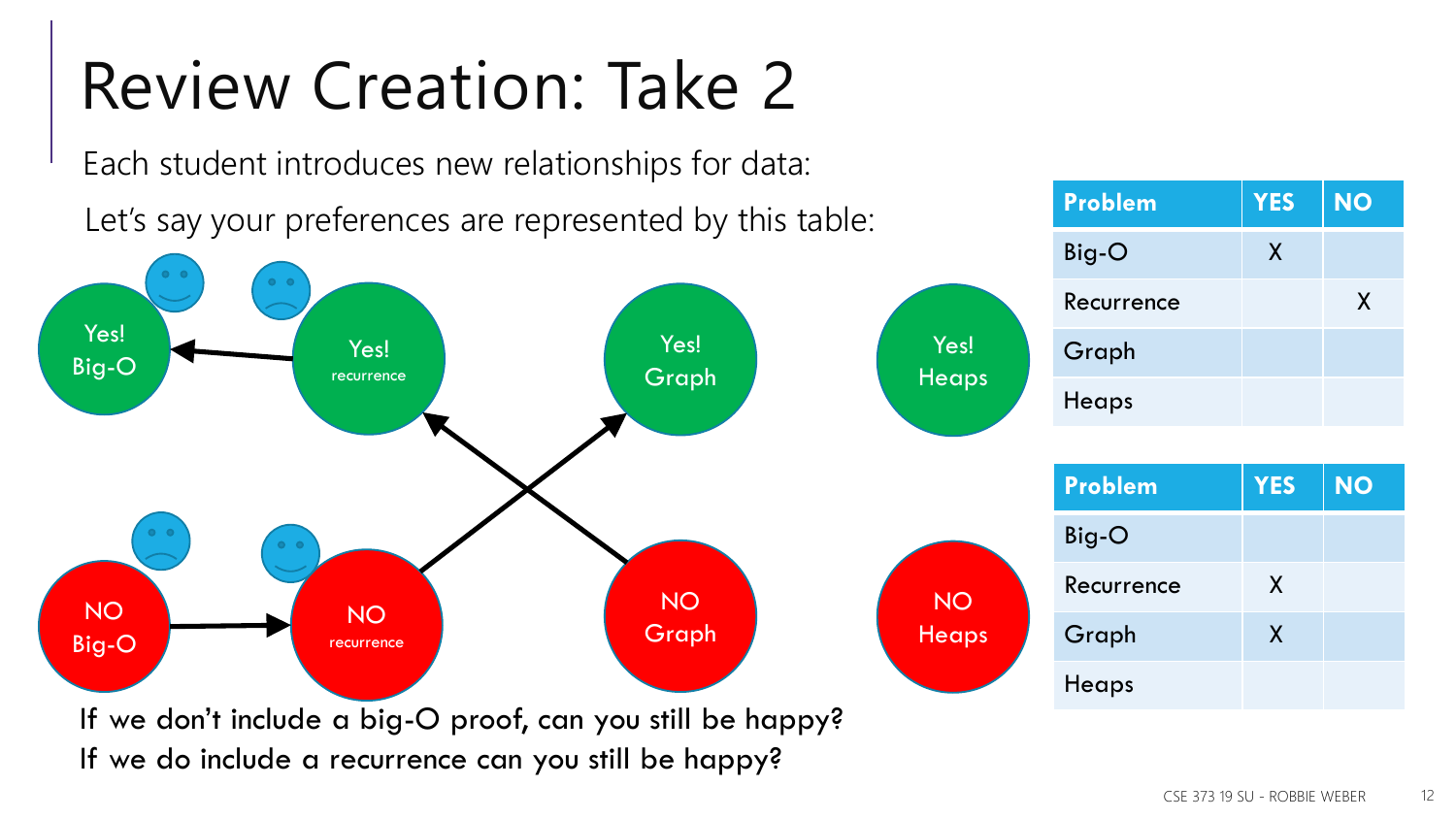# Review Creation: Take 2

Each student introduces new relationships for data:

Let's say your preferences are represented by this table:

| Problem | YES | NO |
| --- | --- | --- |
| Big-O | X | |
| Recurrence | | X |
| Graph | | |
| Heaps | | |

| Problem | YES | NO |
| --- | --- | --- |
| Big-O | | |
| Recurrence | X | |
| Graph | X | |
| Heaps | | |

Yes! Big-O

Yes! recurrence

Yes! Graph

Yes! Heaps

NO Big-O

NO recurrence

NO Graph

NO Heaps

If we don't include a big-O proof, can you still be happy?

If we do include a recurrence can you still be happy?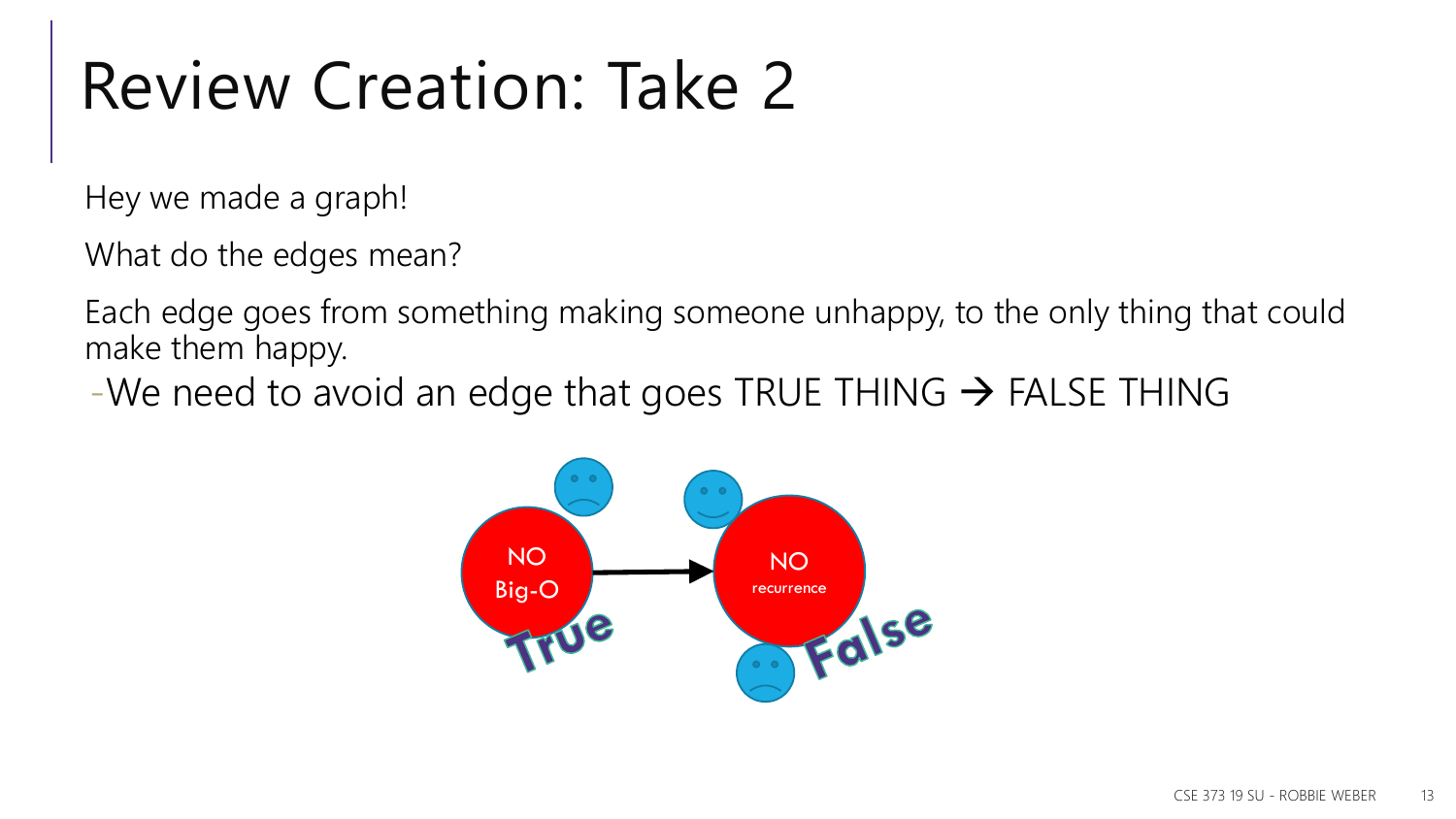# Review Creation: Take 2

Hey we made a graph!

What do the edges mean?

Each edge goes from something making someone unhappy, to the only thing that could make them happy.

- We need to avoid an edge that goes TRUE THING → FALSE THING

NO Big-O

True

NO recurrence

False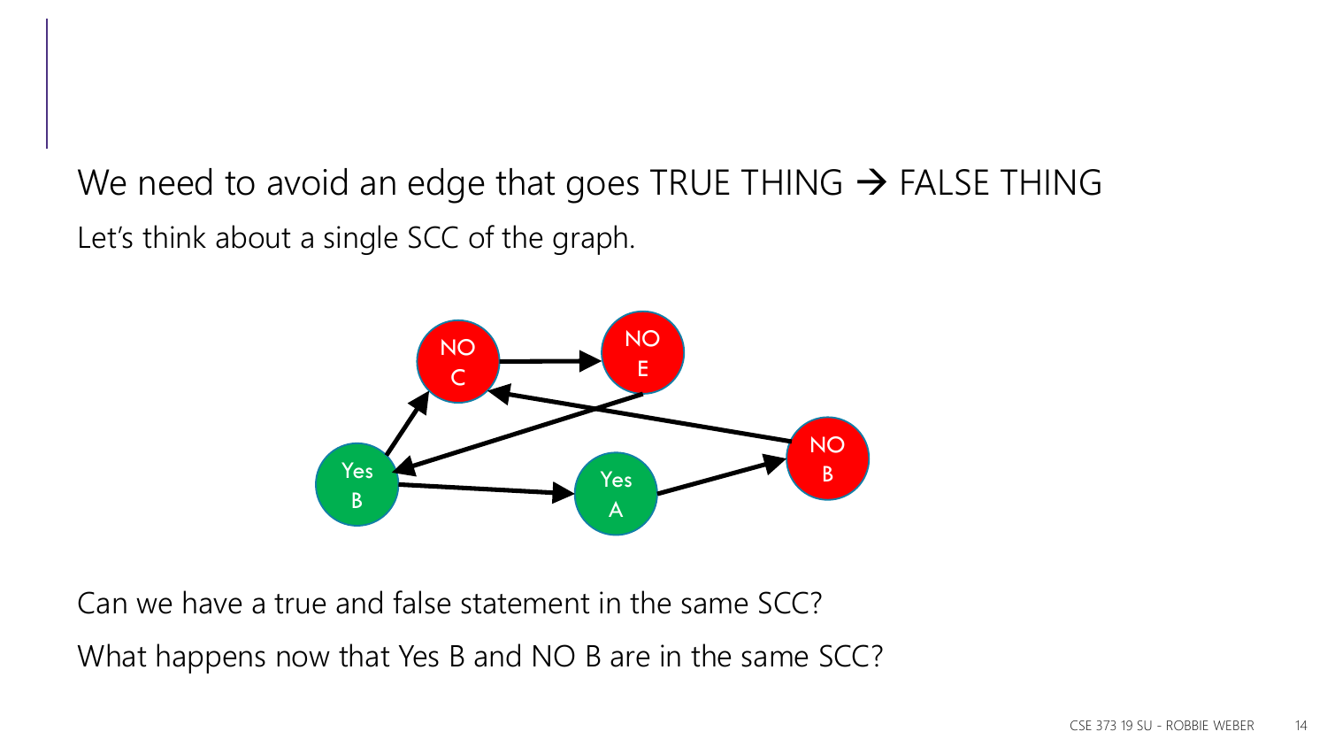We need to avoid an edge that goes TRUE THING → FALSE THING

Let's think about a single SCC of the graph.

Can we have a true and false statement in the same SCC?

What happens now that Yes B and NO B are in the same SCC?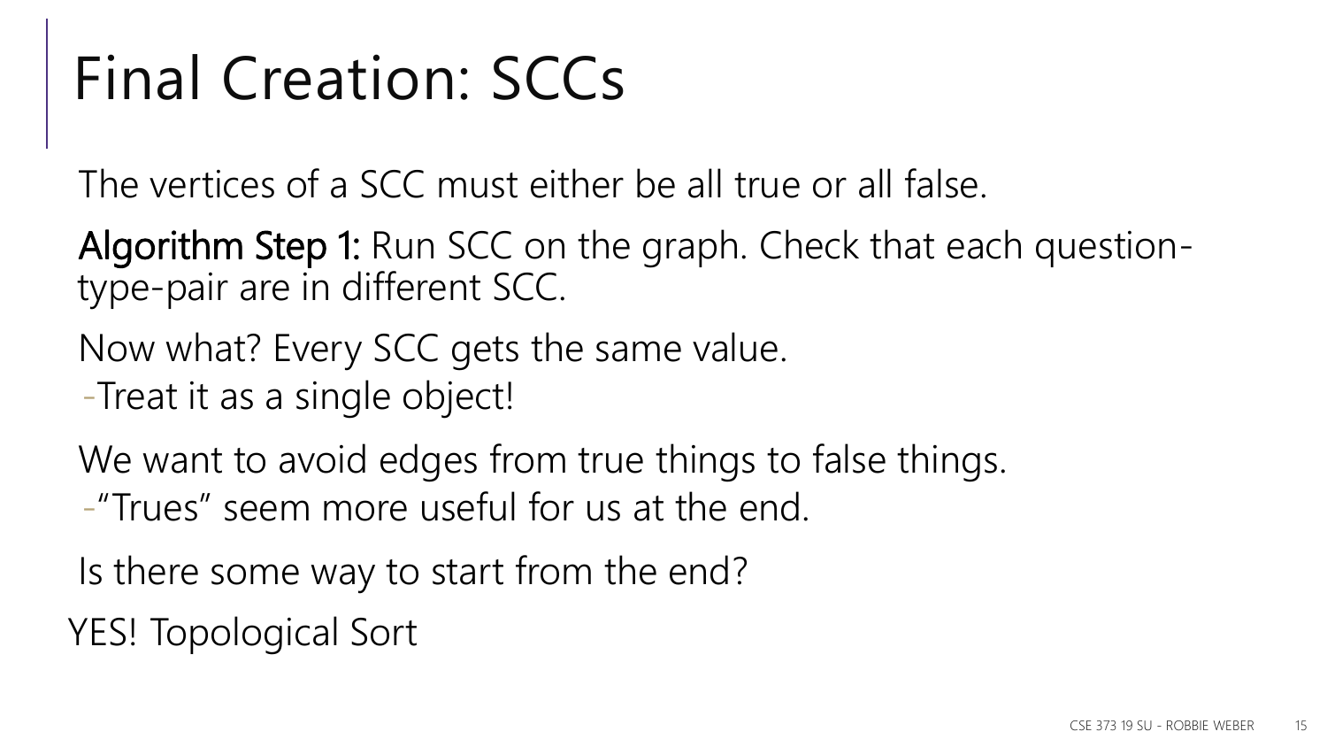# Final Creation: SCCs

The vertices of a SCC must either be all true or all false.

**Algorithm Step 1:** Run SCC on the graph. Check that each question-type-pair are in different SCC.

Now what? Every SCC gets the same value.
- Treat it as a single object!

We want to avoid edges from true things to false things.
- "Trues" seem more useful for us at the end.

Is there some way to start from the end?

YES! Topological Sort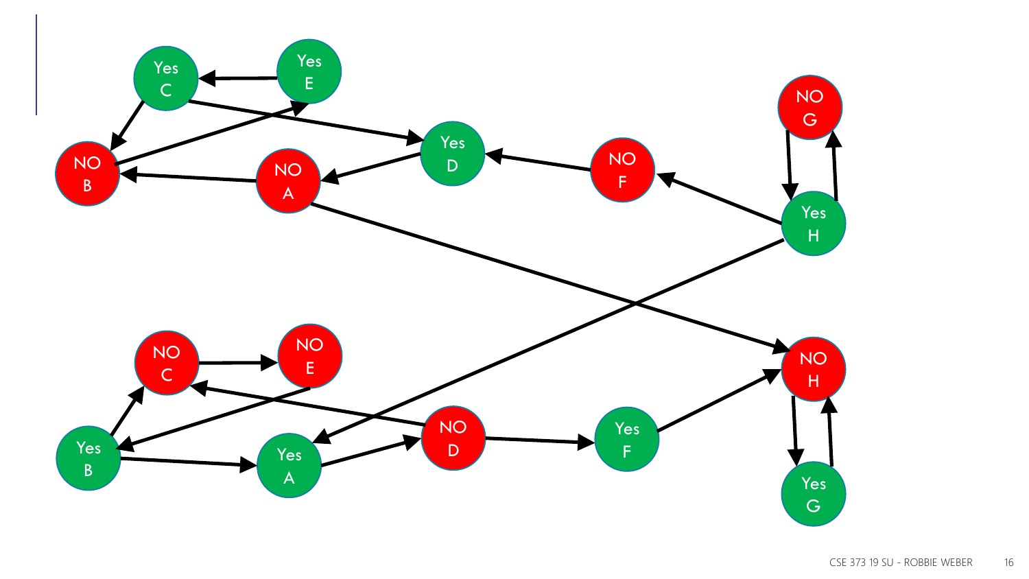Yes C
Yes E
NO B
NO A
Yes D
NO F
NO G
Yes H
NO C
NO E
Yes B
Yes A
NO D
Yes F
NO H
Yes G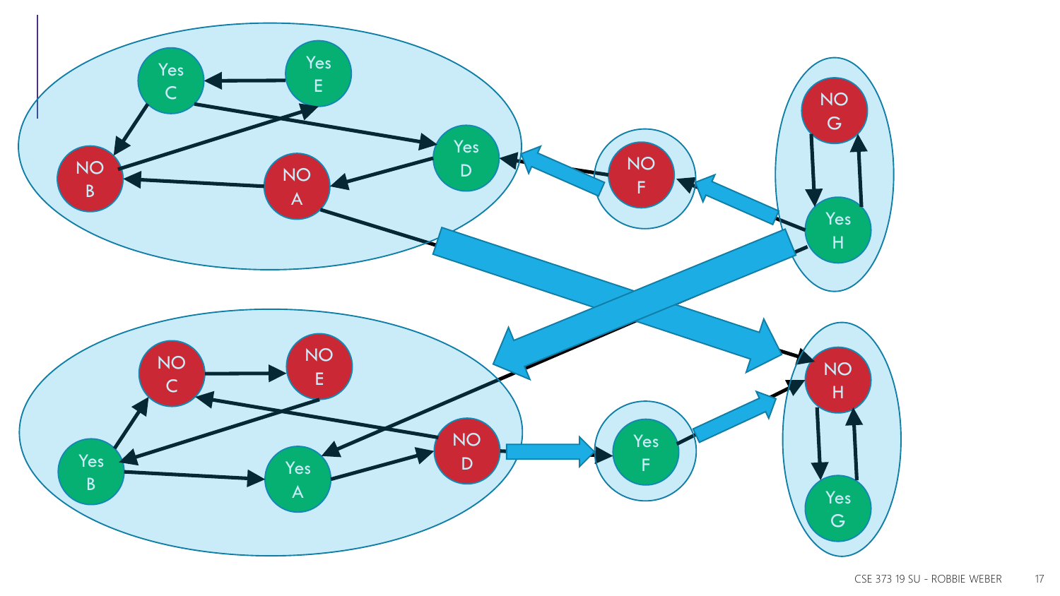Yes C

Yes E

NO B

NO A

Yes D

NO F

NO G

Yes H

NO C

NO E

Yes B

Yes A

NO D

Yes F

NO H

Yes G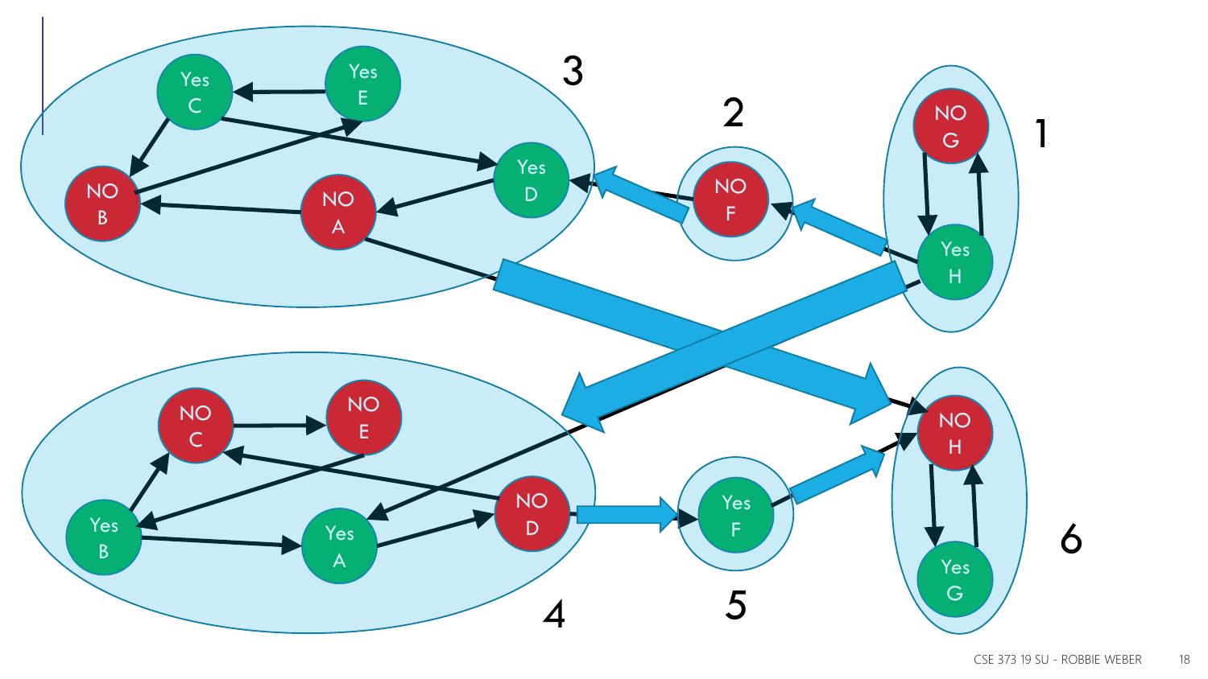3

Yes C, Yes E, NO B, NO A, Yes D

2

NO F

1

NO G, Yes H

4

NO C, NO E, Yes B, Yes A, NO D

5

Yes F

6

NO H, Yes G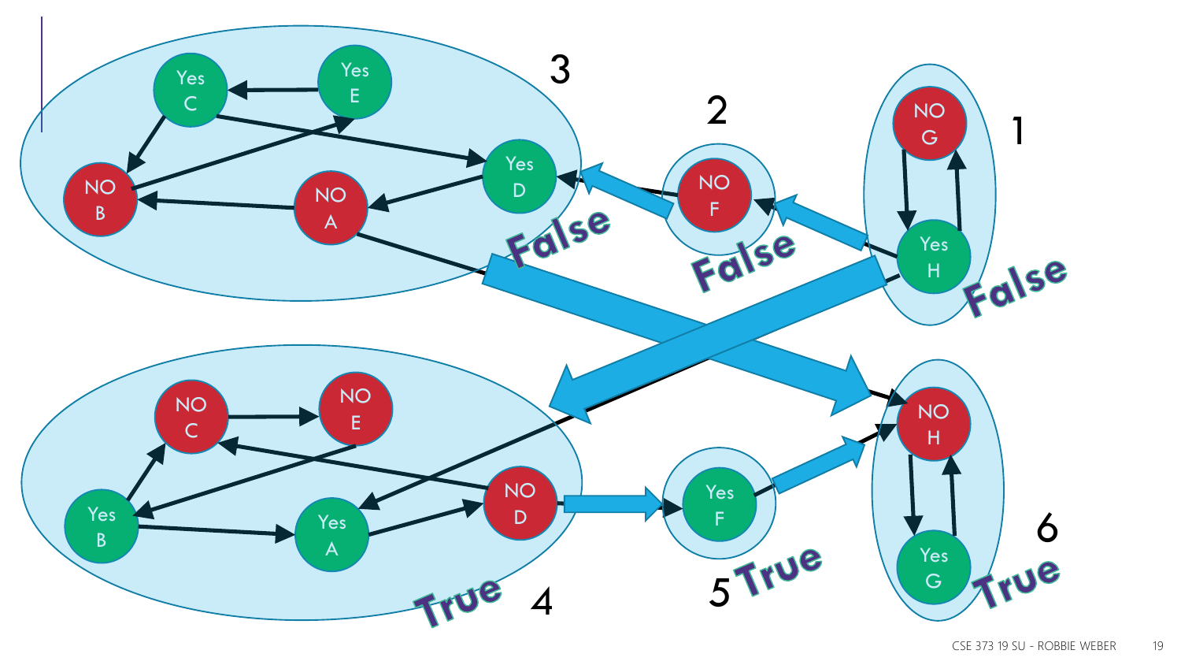3

Yes C, Yes E, NO B, NO A, Yes D

False

2

NO F

False

1

NO G, Yes H

False

4

NO C, NO E, Yes B, Yes A, NO D

True

5

Yes F

True

6

NO H, Yes G

True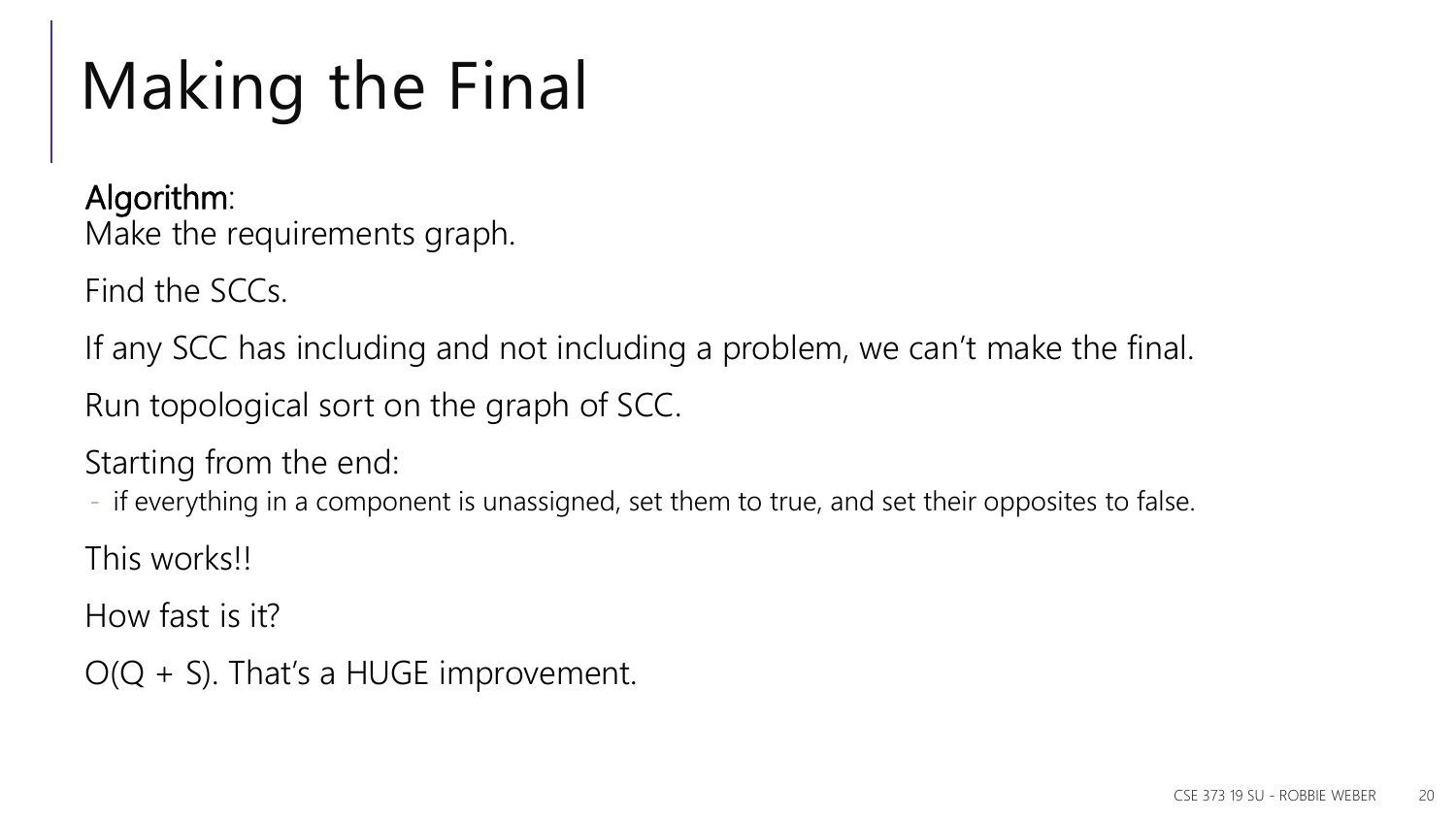# Making the Final

Algorithm:
Make the requirements graph.

Find the SCCs.

If any SCC has including and not including a problem, we can't make the final.

Run topological sort on the graph of SCC.

Starting from the end:

- if everything in a component is unassigned, set them to true, and set their opposites to false.

This works!!

How fast is it?

$O(Q + S)$. That's a HUGE improvement.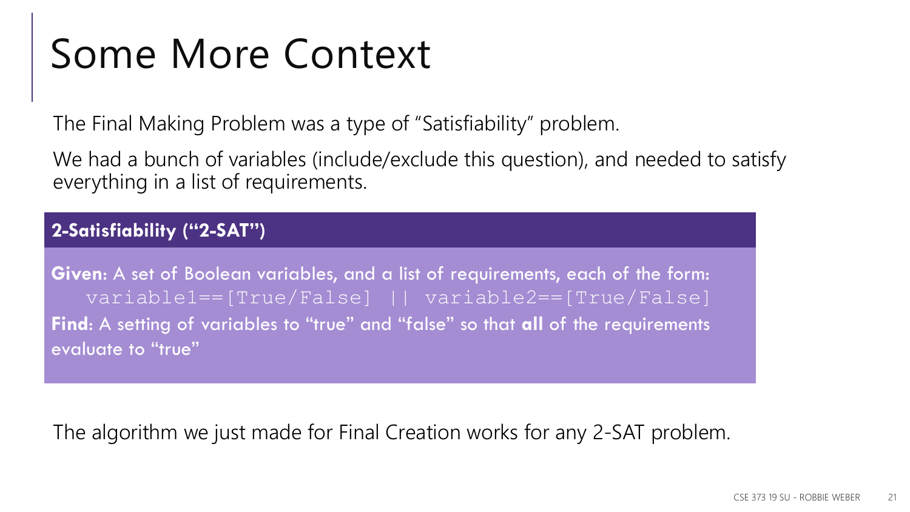# Some More Context

The Final Making Problem was a type of "Satisfiability" problem.

We had a bunch of variables (include/exclude this question), and needed to satisfy everything in a list of requirements.

**2-Satisfiability ("2-SAT")**

**Given**: A set of Boolean variables, and a list of requirements, each of the form:

```
variable1==[True/False] || variable2==[True/False]
```

**Find**: A setting of variables to "true" and "false" so that **all** of the requirements evaluate to "true"

The algorithm we just made for Final Creation works for any 2-SAT problem.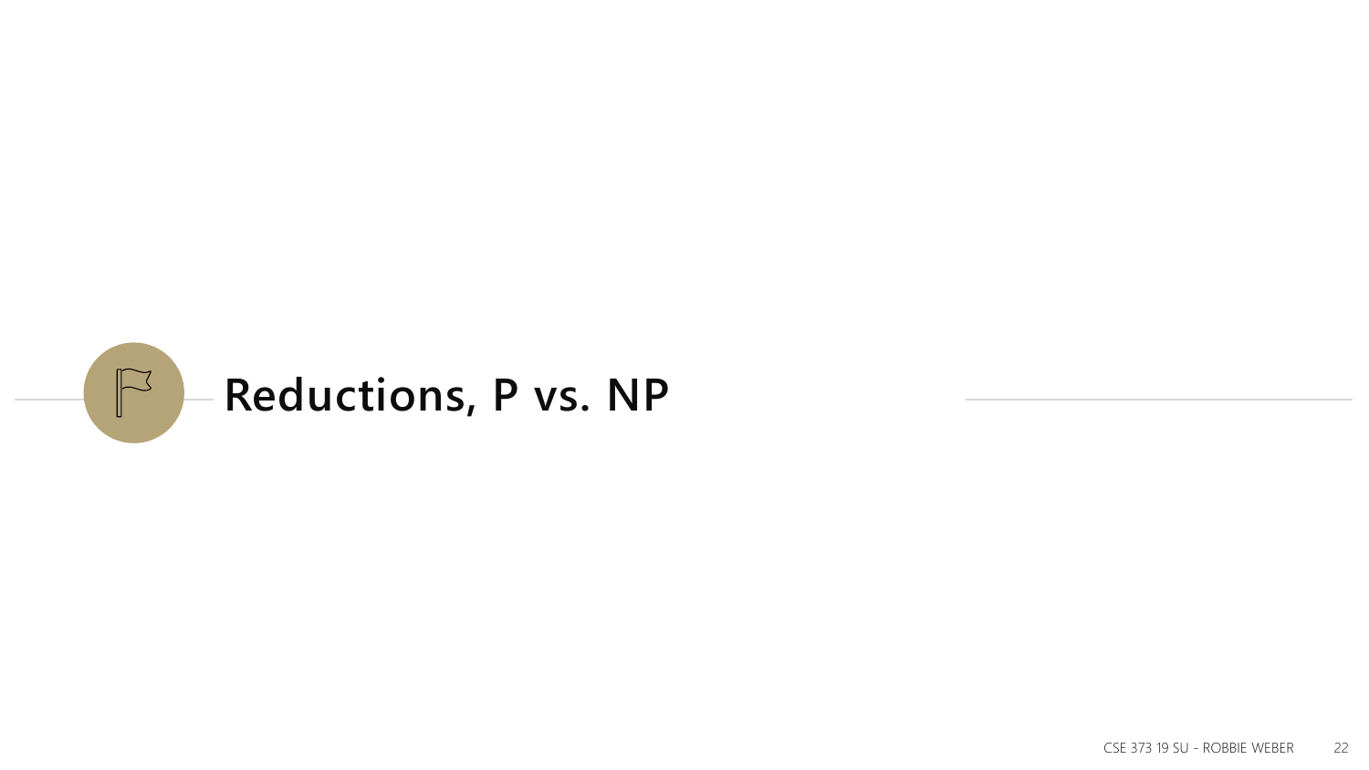# Reductions, P vs. NP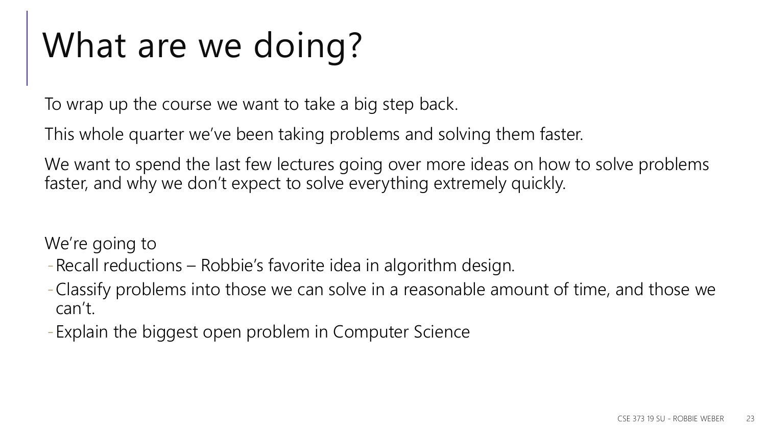# What are we doing?

To wrap up the course we want to take a big step back.

This whole quarter we’ve been taking problems and solving them faster.

We want to spend the last few lectures going over more ideas on how to solve problems faster, and why we don’t expect to solve everything extremely quickly.

We’re going to

- Recall reductions – Robbie’s favorite idea in algorithm design.
- Classify problems into those we can solve in a reasonable amount of time, and those we can’t.
- Explain the biggest open problem in Computer Science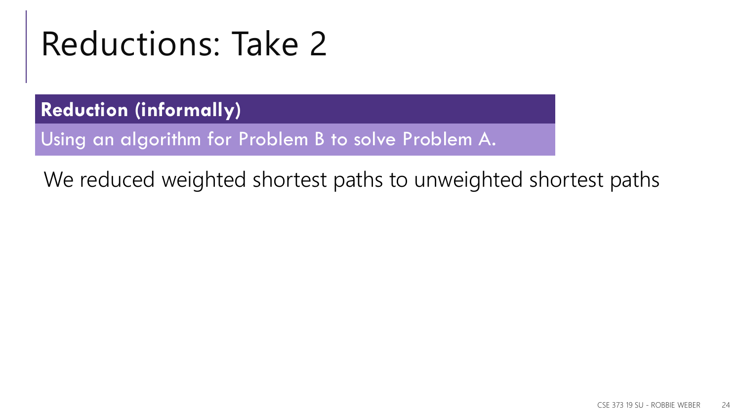# Reductions: Take 2

**Reduction (informally)**

Using an algorithm for Problem B to solve Problem A.

We reduced weighted shortest paths to unweighted shortest paths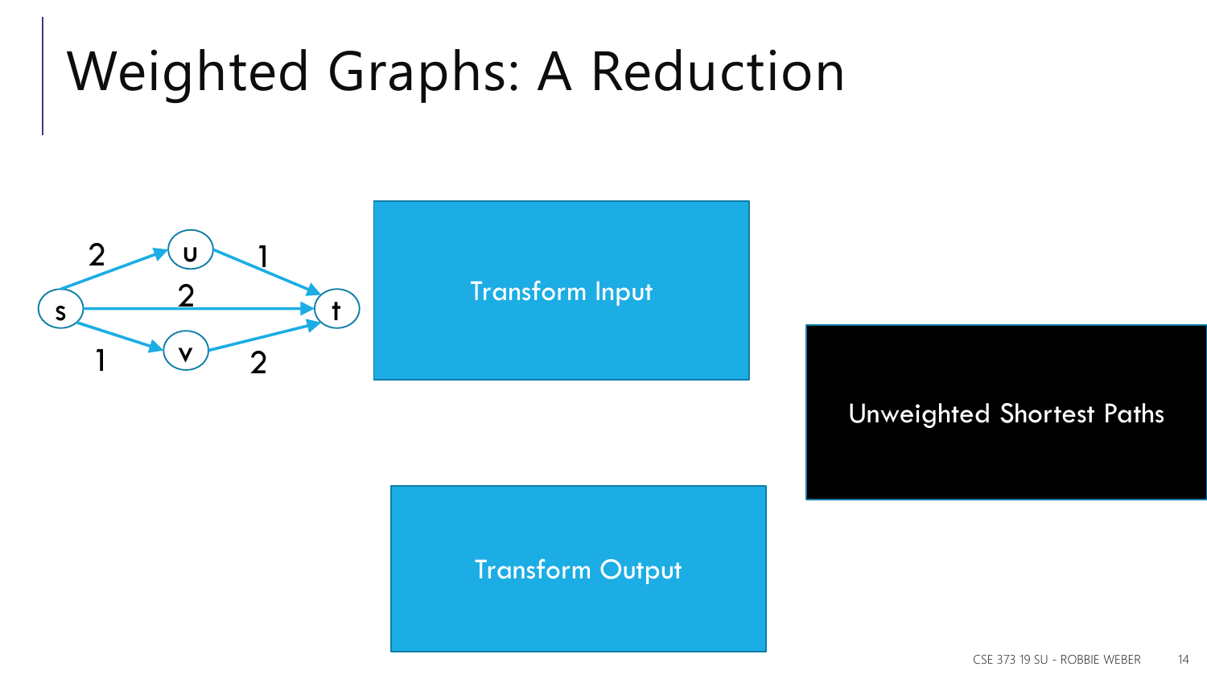# Weighted Graphs: A Reduction

Transform Input

Unweighted Shortest Paths

Transform Output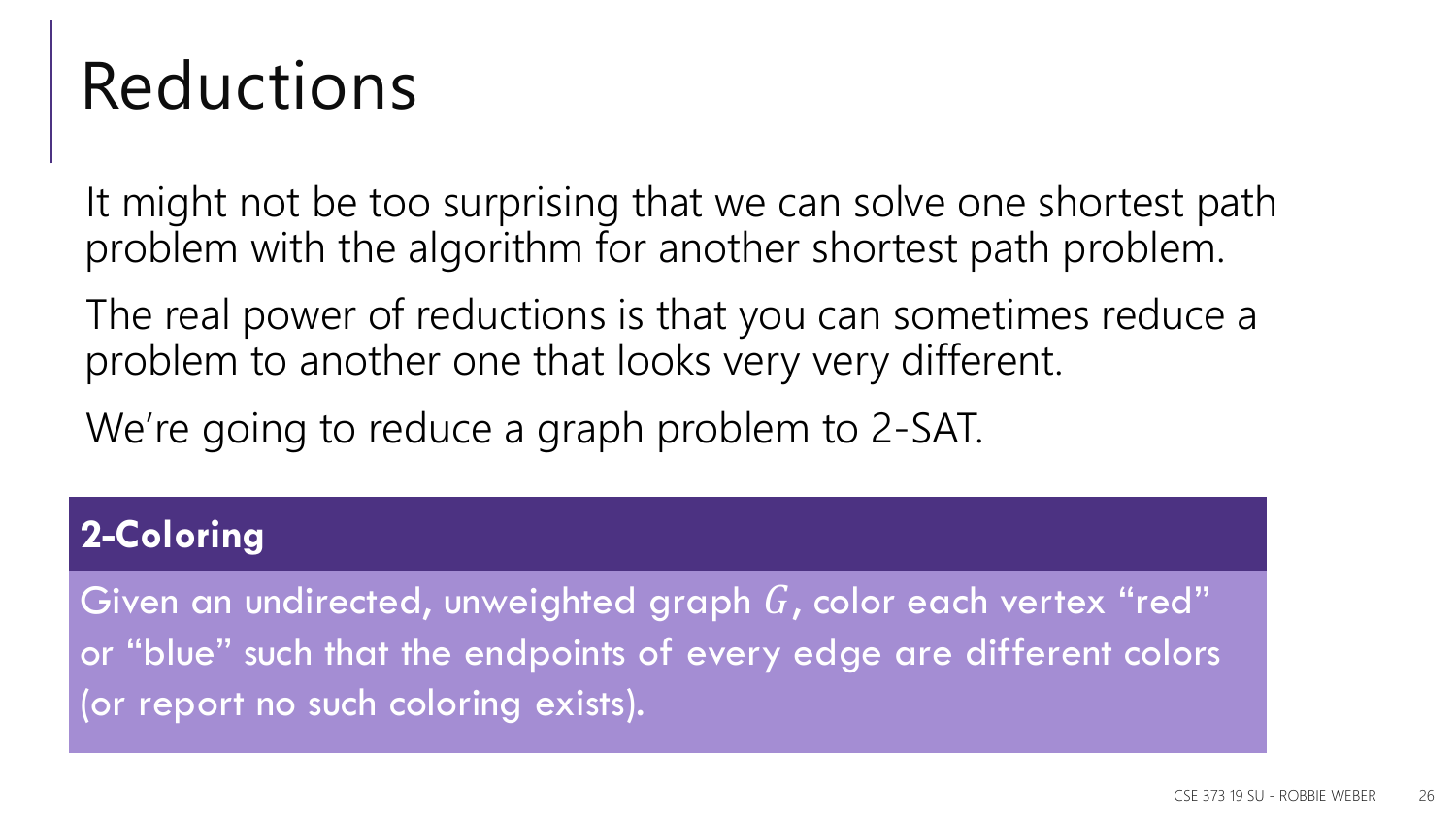# Reductions

It might not be too surprising that we can solve one shortest path problem with the algorithm for another shortest path problem.

The real power of reductions is that you can sometimes reduce a problem to another one that looks very very different.

We're going to reduce a graph problem to 2-SAT.

**2-Coloring**

Given an undirected, unweighted graph $G$, color each vertex "red" or "blue" such that the endpoints of every edge are different colors (or report no such coloring exists).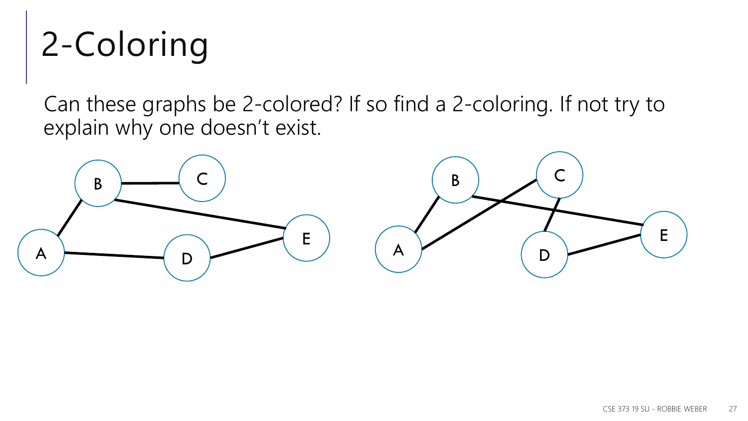# 2-Coloring

Can these graphs be 2-colored? If so find a 2-coloring. If not try to explain why one doesn't exist.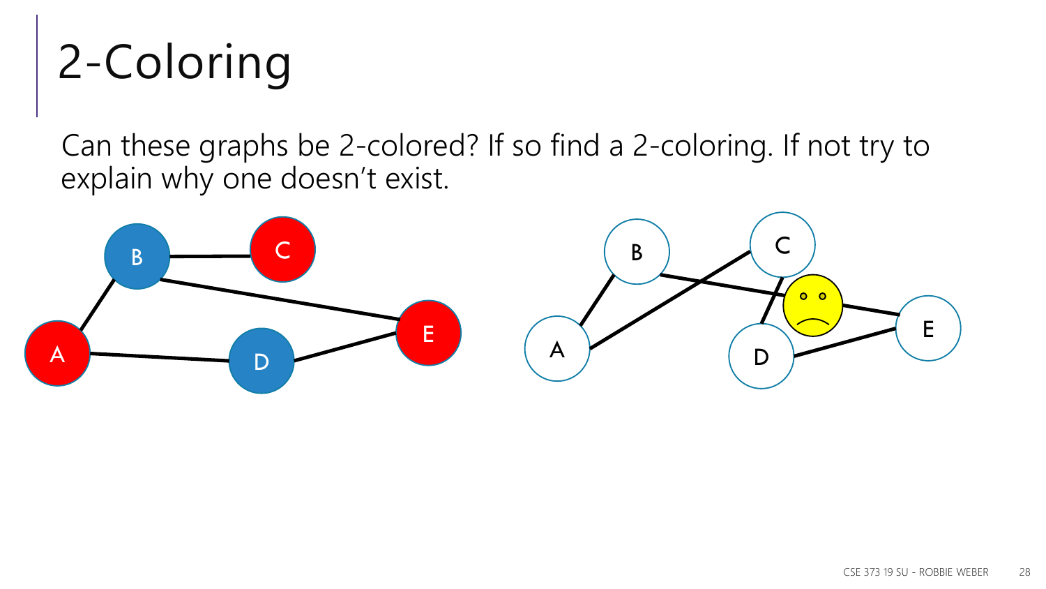# 2-Coloring

Can these graphs be 2-colored? If so find a 2-coloring. If not try to explain why one doesn't exist.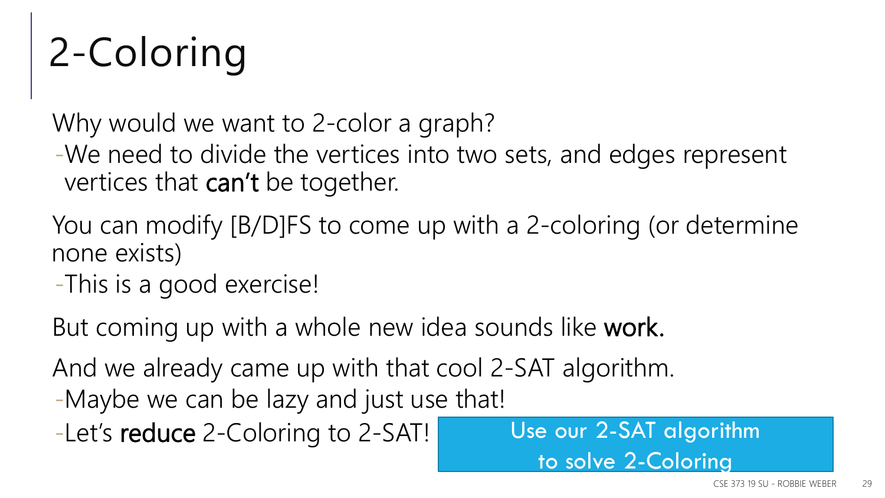# 2-Coloring

Why would we want to 2-color a graph?

- We need to divide the vertices into two sets, and edges represent vertices that **can't** be together.

You can modify [B/D]FS to come up with a 2-coloring (or determine none exists)

- This is a good exercise!

But coming up with a whole new idea sounds like **work.**

And we already came up with that cool 2-SAT algorithm.

- Maybe we can be lazy and just use that!
- Let's **reduce** 2-Coloring to 2-SAT!

Use our 2-SAT algorithm to solve 2-Coloring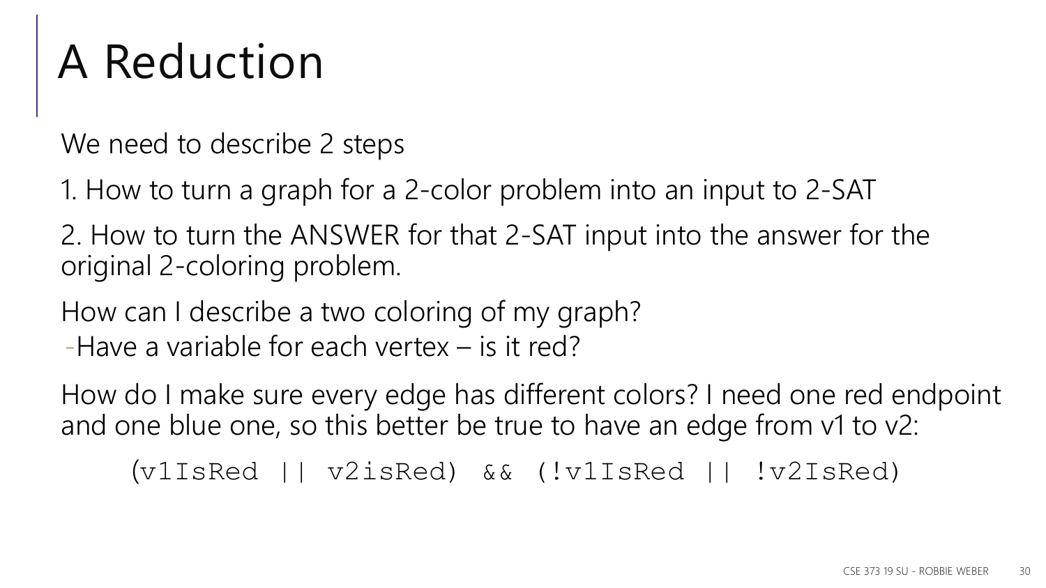# A Reduction

We need to describe 2 steps

1. How to turn a graph for a 2-color problem into an input to 2-SAT

2. How to turn the ANSWER for that 2-SAT input into the answer for the original 2-coloring problem.

How can I describe a two coloring of my graph?

- Have a variable for each vertex – is it red?

How do I make sure every edge has different colors? I need one red endpoint and one blue one, so this better be true to have an edge from v1 to v2:

```
(v1IsRed || v2isRed) && (!v1IsRed || !v2IsRed)
```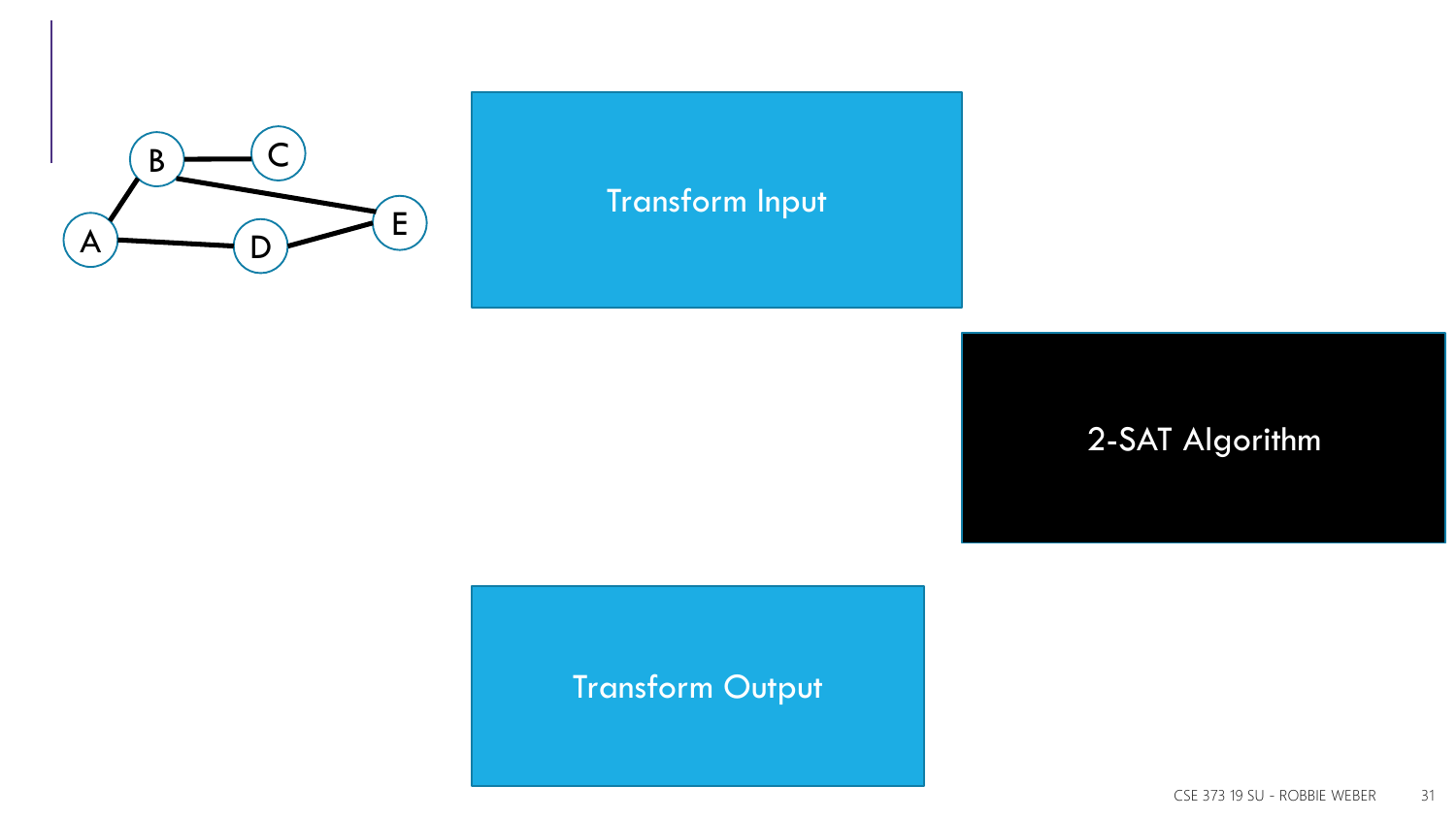Transform Input

2-SAT Algorithm

Transform Output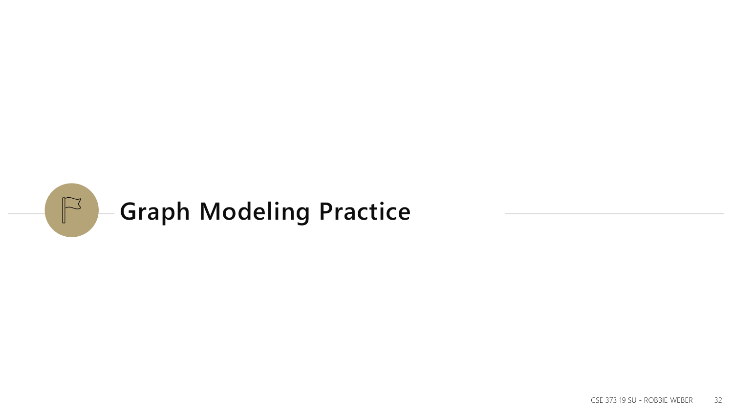# Graph Modeling Practice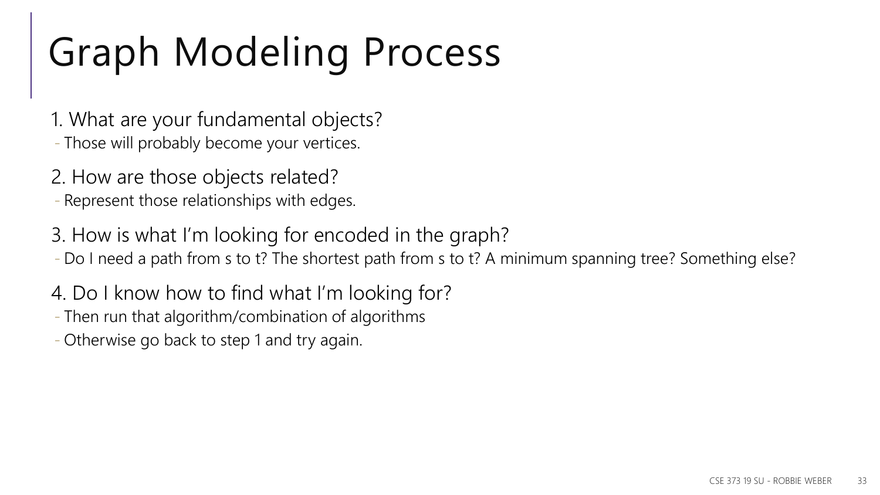# Graph Modeling Process

1. What are your fundamental objects?
   - Those will probably become your vertices.

2. How are those objects related?
   - Represent those relationships with edges.

3. How is what I'm looking for encoded in the graph?
   - Do I need a path from s to t? The shortest path from s to t? A minimum spanning tree? Something else?

4. Do I know how to find what I'm looking for?
   - Then run that algorithm/combination of algorithms
   - Otherwise go back to step 1 and try again.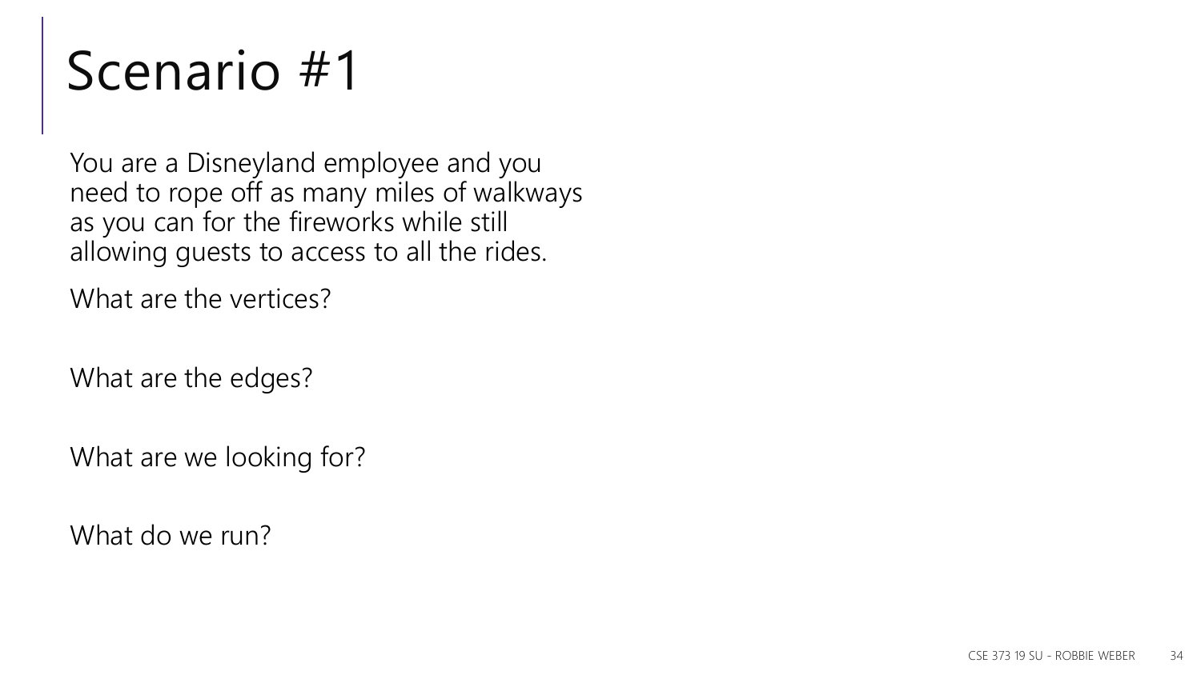# Scenario #1

You are a Disneyland employee and you need to rope off as many miles of walkways as you can for the fireworks while still allowing guests to access to all the rides.

What are the vertices?

What are the edges?

What are we looking for?

What do we run?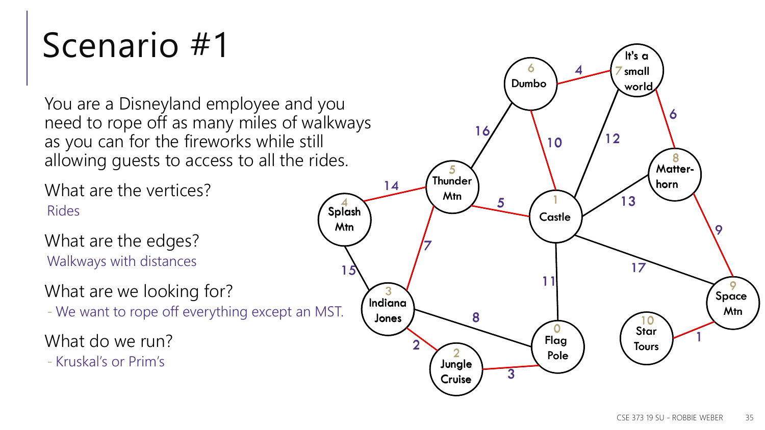# Scenario #1

You are a Disneyland employee and you need to rope off as many miles of walkways as you can for the fireworks while still allowing guests to access to all the rides.

What are the vertices?

Rides

What are the edges?

Walkways with distances

What are we looking for?

- We want to rope off everything except an MST.

What do we run?

- Kruskal's or Prim's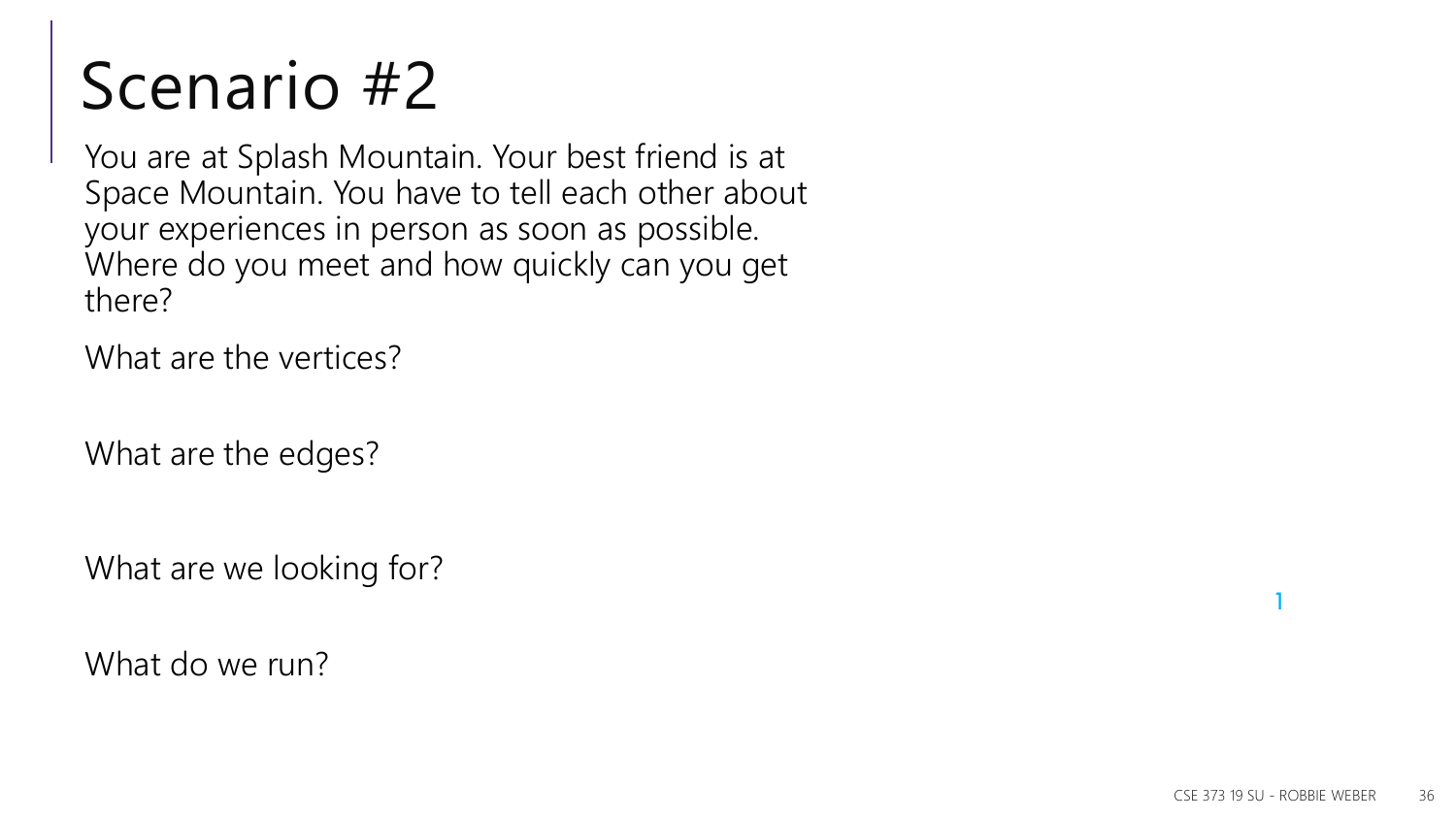# Scenario #2

You are at Splash Mountain. Your best friend is at Space Mountain. You have to tell each other about your experiences in person as soon as possible. Where do you meet and how quickly can you get there?

What are the vertices?

What are the edges?

What are we looking for?

What do we run?

1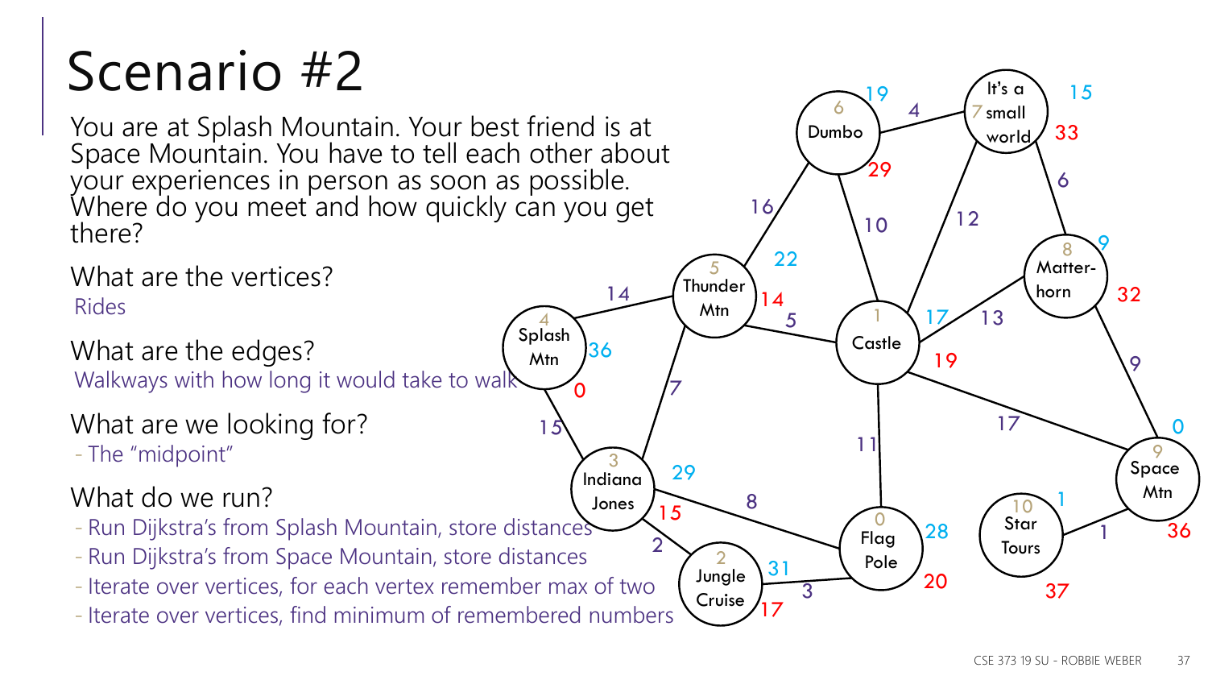# Scenario #2

You are at Splash Mountain. Your best friend is at Space Mountain. You have to tell each other about your experiences in person as soon as possible. Where do you meet and how quickly can you get there?

What are the vertices?

Rides

What are the edges?

Walkways with how long it would take to walk

What are we looking for?

- The "midpoint"

What do we run?

- Run Dijkstra's from Splash Mountain, store distances
- Run Dijkstra's from Space Mountain, store distances
- Iterate over vertices, for each vertex remember max of two
- Iterate over vertices, find minimum of remembered numbers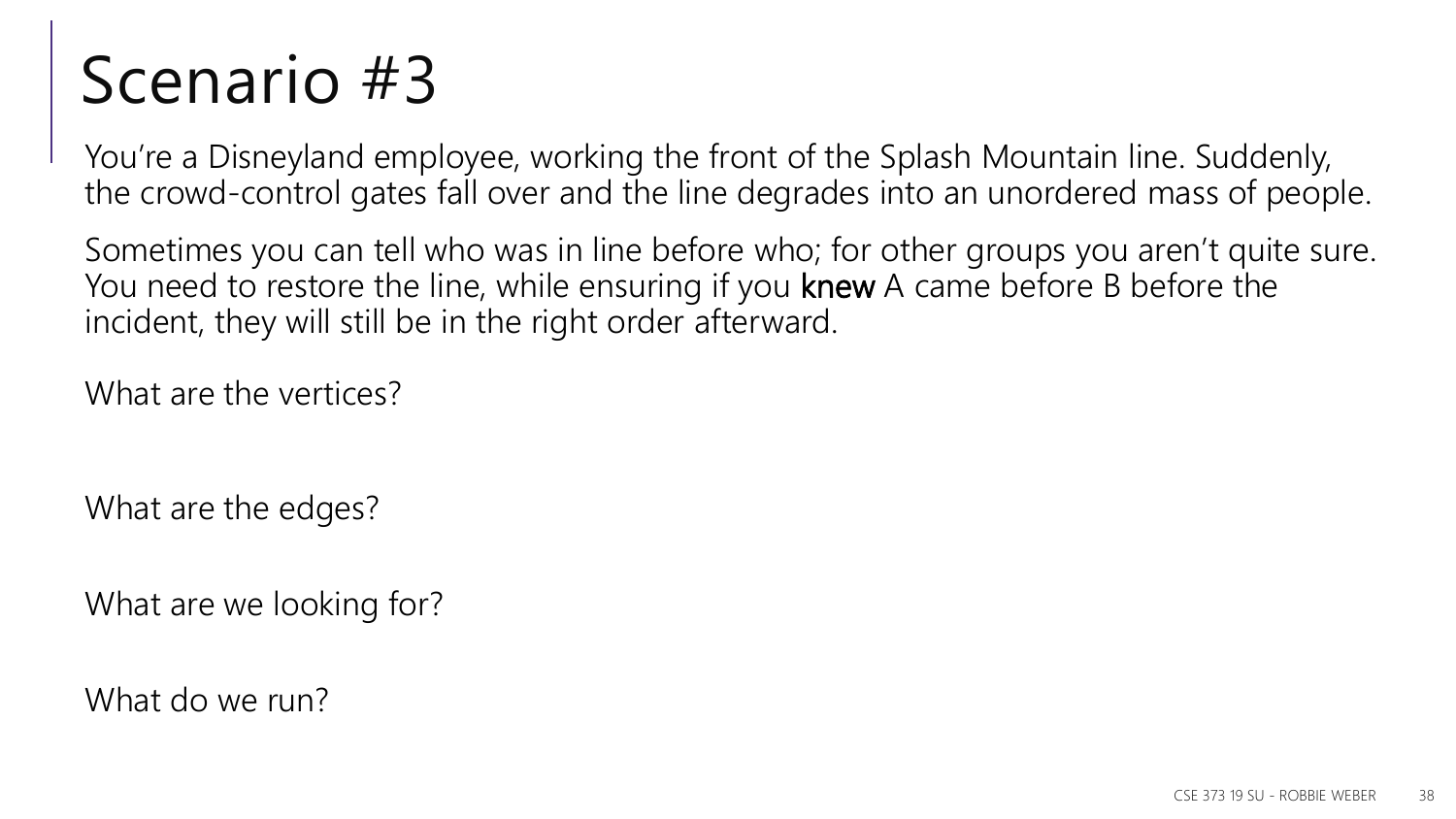# Scenario #3

You're a Disneyland employee, working the front of the Splash Mountain line. Suddenly, the crowd-control gates fall over and the line degrades into an unordered mass of people.

Sometimes you can tell who was in line before who; for other groups you aren't quite sure. You need to restore the line, while ensuring if you **knew** A came before B before the incident, they will still be in the right order afterward.

What are the vertices?

What are the edges?

What are we looking for?

What do we run?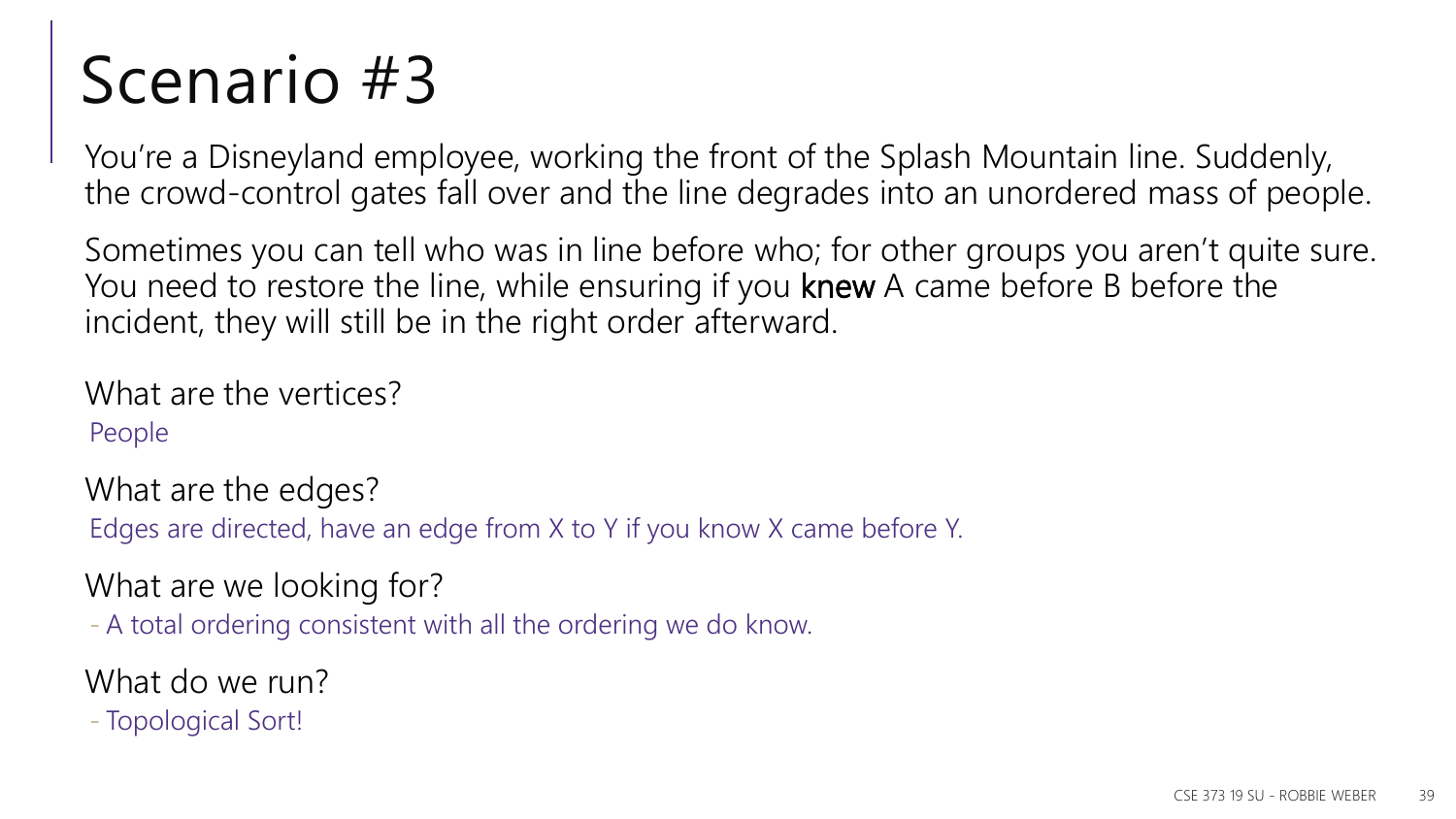# Scenario #3

You're a Disneyland employee, working the front of the Splash Mountain line. Suddenly, the crowd-control gates fall over and the line degrades into an unordered mass of people.

Sometimes you can tell who was in line before who; for other groups you aren't quite sure. You need to restore the line, while ensuring if you **knew** A came before B before the incident, they will still be in the right order afterward.

What are the vertices?

People

What are the edges?

Edges are directed, have an edge from X to Y if you know X came before Y.

What are we looking for?

- A total ordering consistent with all the ordering we do know.

What do we run?

- Topological Sort!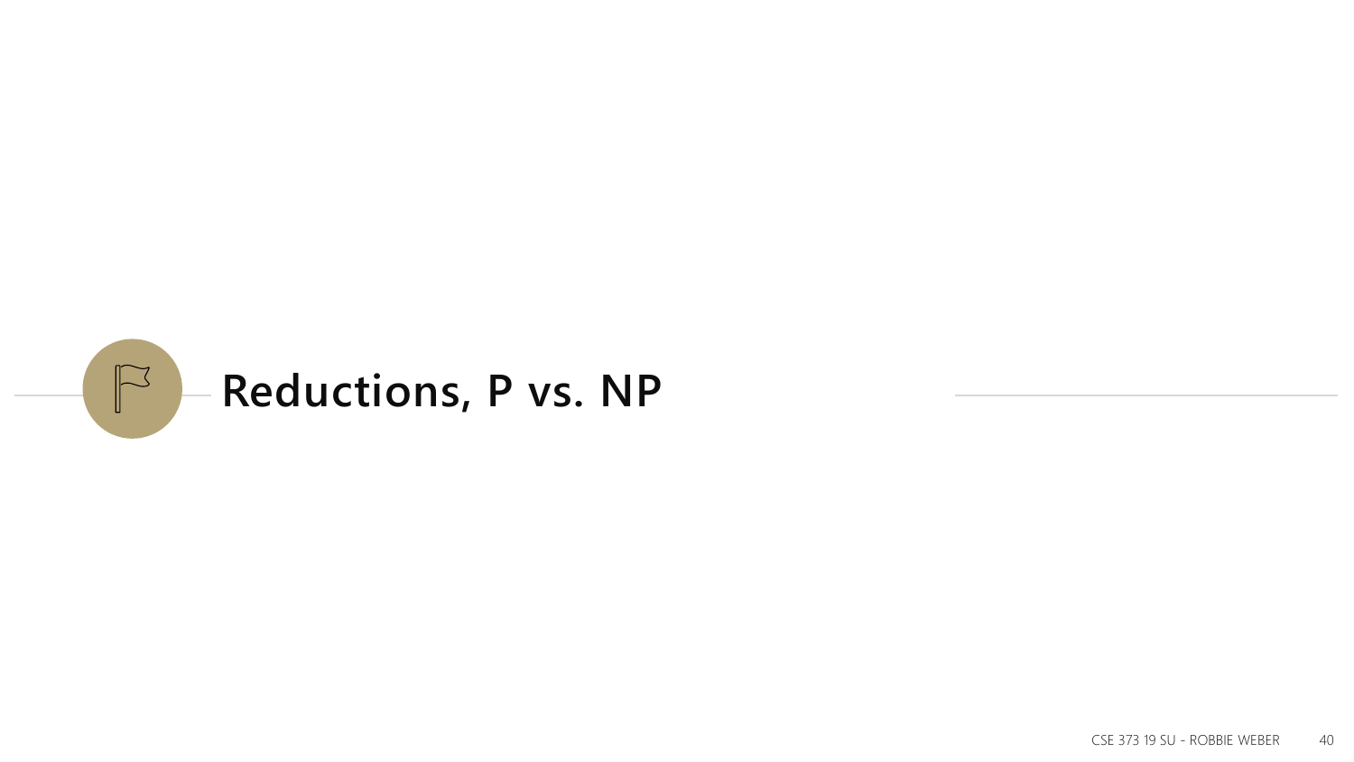# Reductions, P vs. NP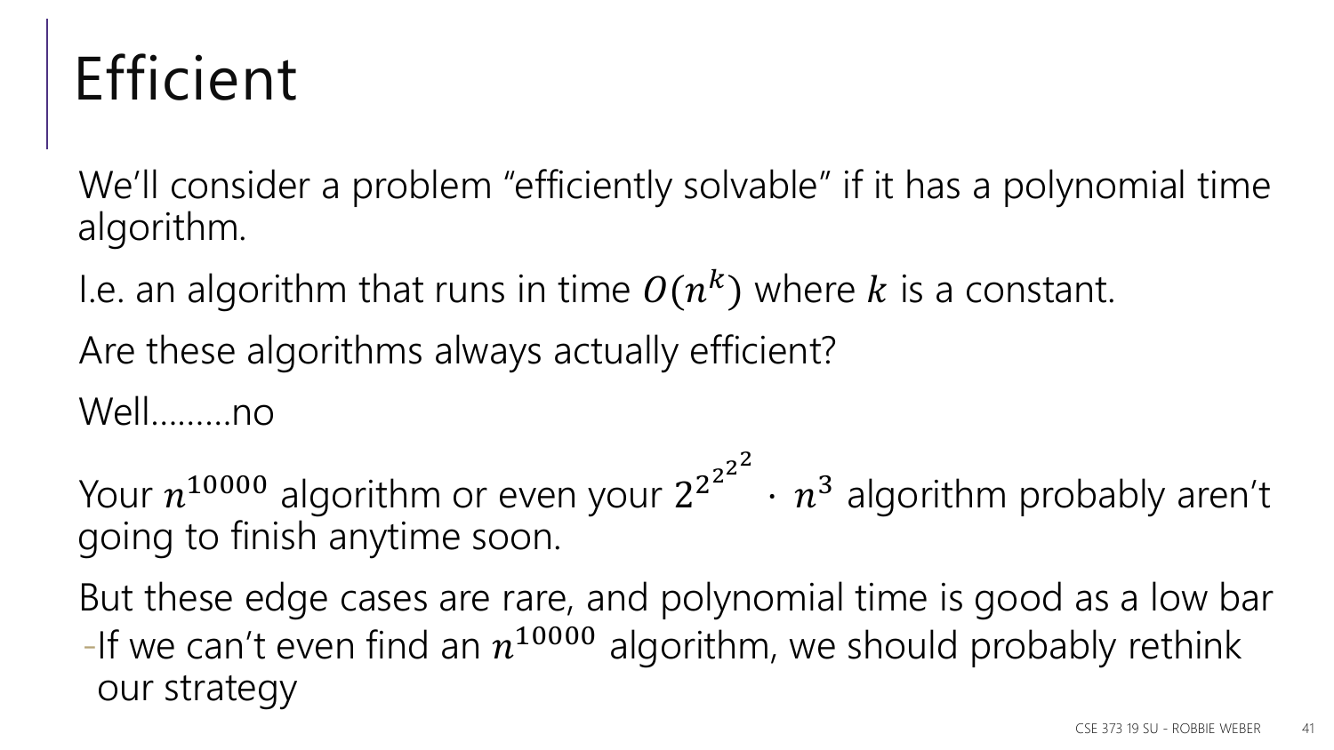# Efficient

We'll consider a problem "efficiently solvable" if it has a polynomial time algorithm.

I.e. an algorithm that runs in time $O(n^k)$ where $k$ is a constant.

Are these algorithms always actually efficient?

Well.........no

Your $n^{10000}$ algorithm or even your $2^{2^{2^{2^2}}} \cdot n^3$ algorithm probably aren't going to finish anytime soon.

But these edge cases are rare, and polynomial time is good as a low bar

- If we can't even find an $n^{10000}$ algorithm, we should probably rethink our strategy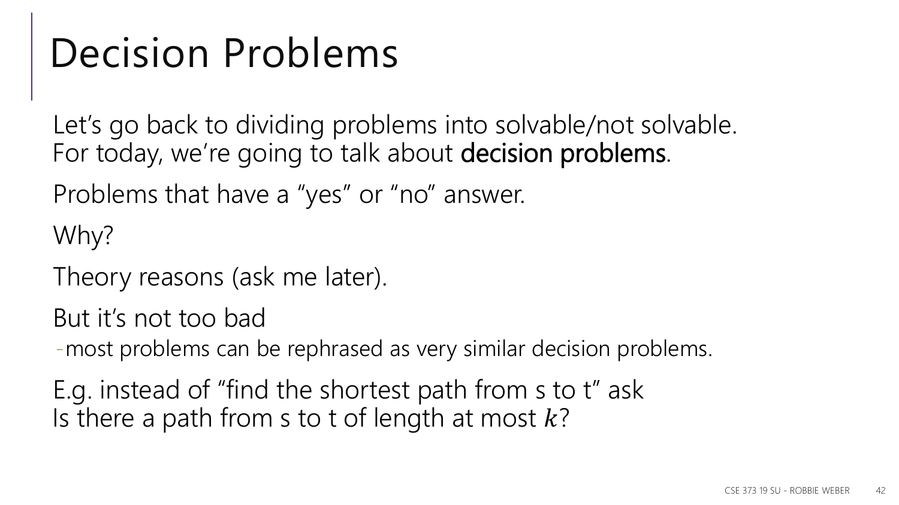# Decision Problems

Let's go back to dividing problems into solvable/not solvable.
For today, we're going to talk about **decision problems**.

Problems that have a "yes" or "no" answer.

Why?

Theory reasons (ask me later).

But it's not too bad

- most problems can be rephrased as very similar decision problems.

E.g. instead of "find the shortest path from s to t" ask
Is there a path from s to t of length at most $k$?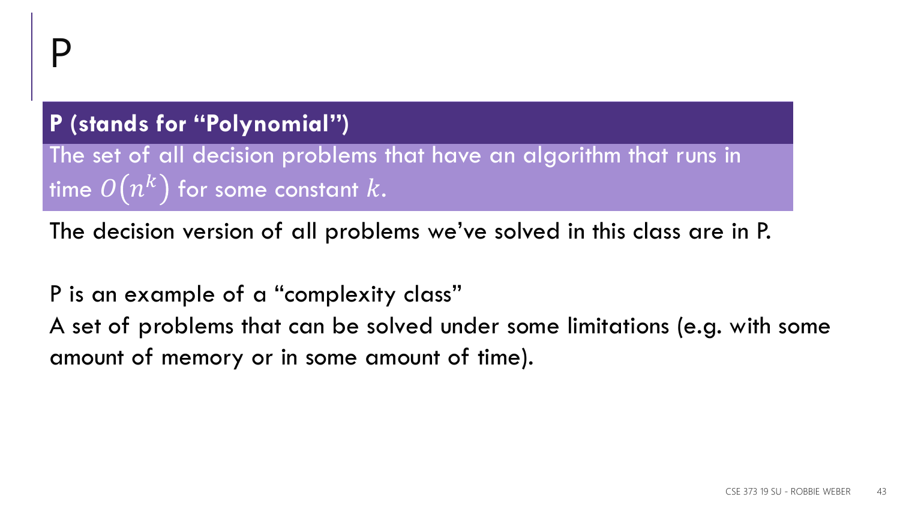# P

**P (stands for "Polynomial")**

The set of all decision problems that have an algorithm that runs in time $O(n^k)$ for some constant $k$.

The decision version of all problems we've solved in this class are in P.

P is an example of a "complexity class"
A set of problems that can be solved under some limitations (e.g. with some amount of memory or in some amount of time).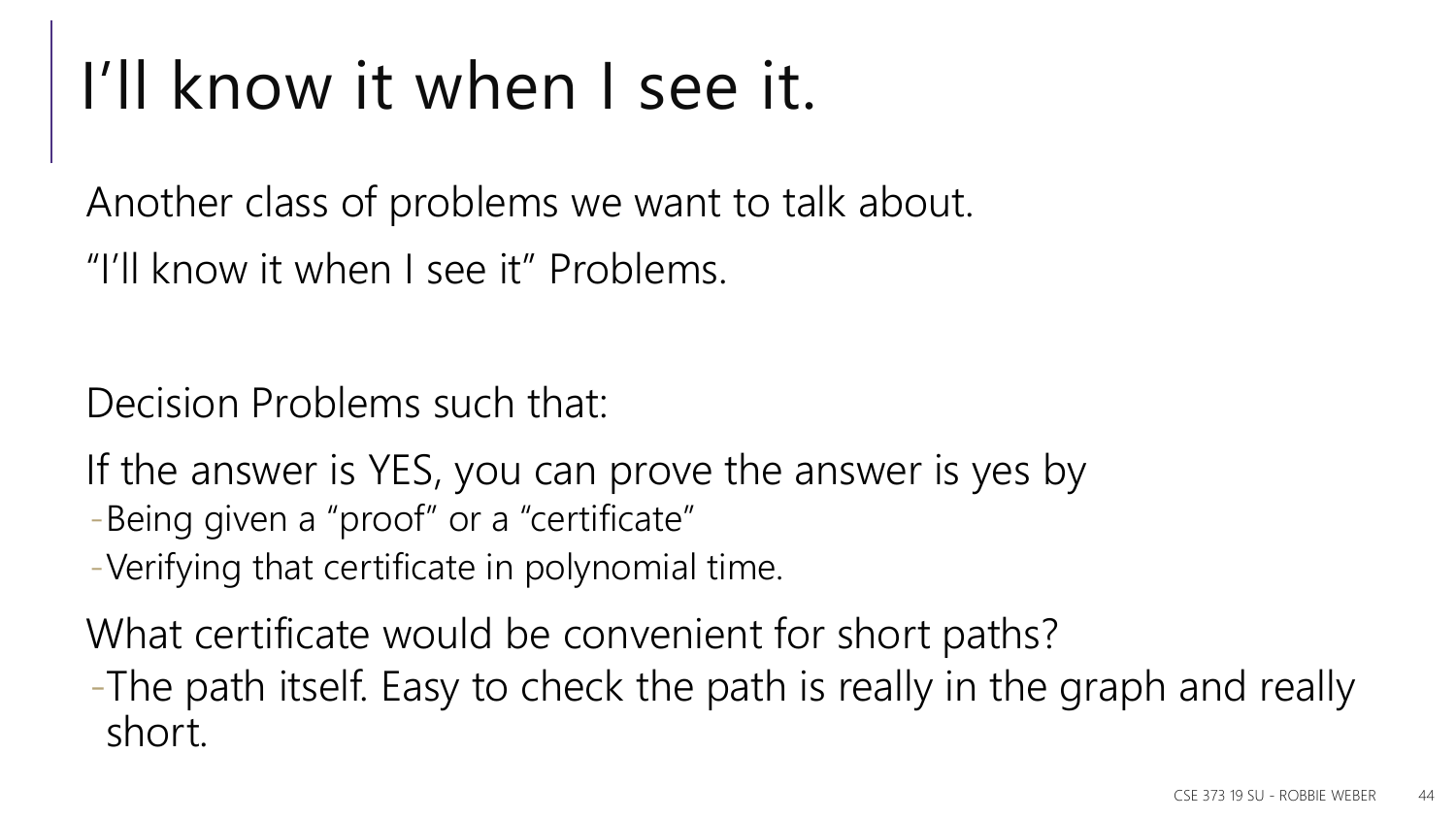# I’ll know it when I see it.

Another class of problems we want to talk about.

“I’ll know it when I see it” Problems.

Decision Problems such that:

If the answer is YES, you can prove the answer is yes by

- Being given a “proof” or a “certificate”
- Verifying that certificate in polynomial time.

What certificate would be convenient for short paths?

- The path itself. Easy to check the path is really in the graph and really short.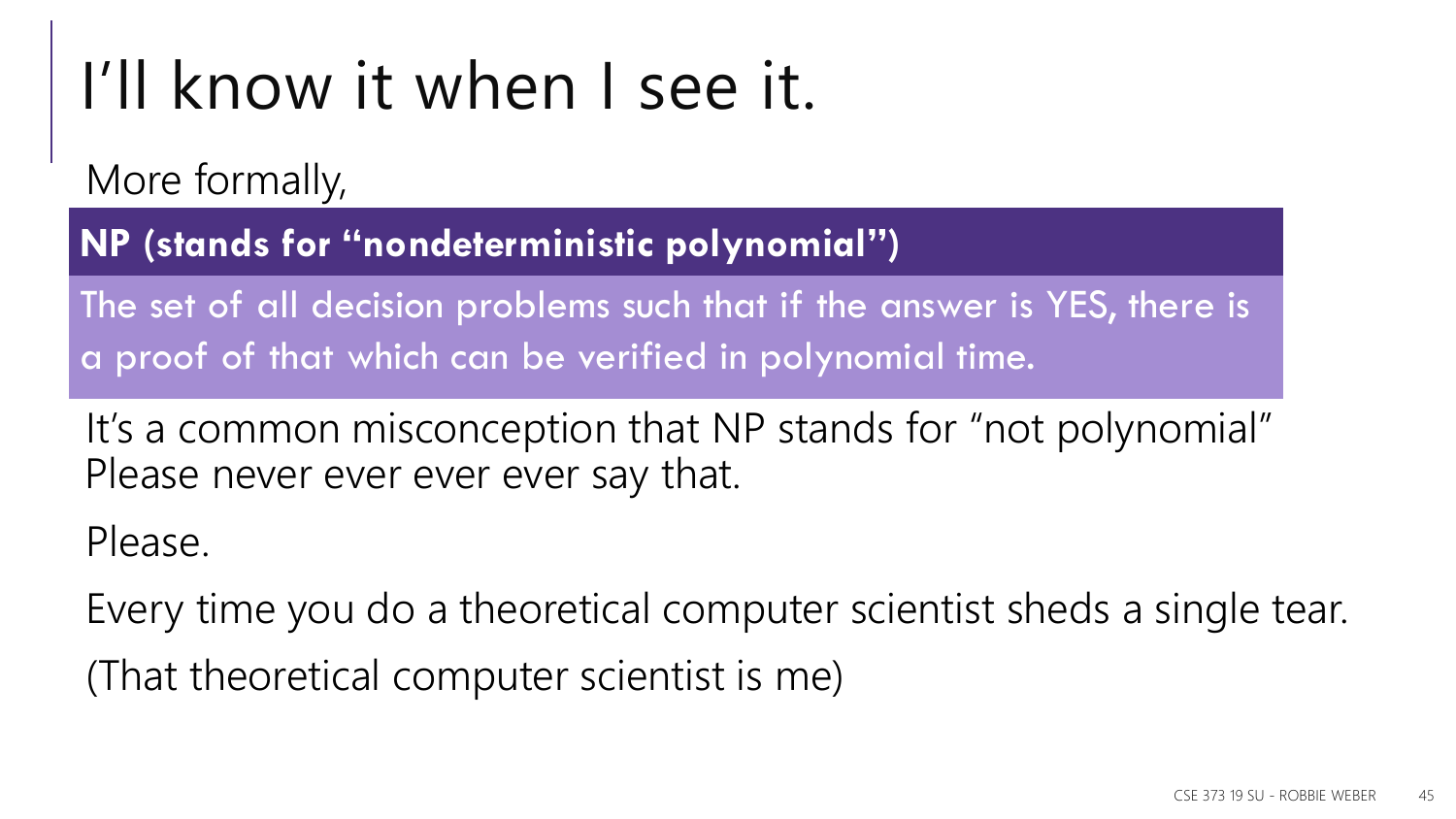# I’ll know it when I see it.

More formally,

**NP (stands for “nondeterministic polynomial”)**

The set of all decision problems such that if the answer is YES, there is a proof of that which can be verified in polynomial time.

It’s a common misconception that NP stands for “not polynomial”
Please never ever ever ever say that.

Please.

Every time you do a theoretical computer scientist sheds a single tear.

(That theoretical computer scientist is me)